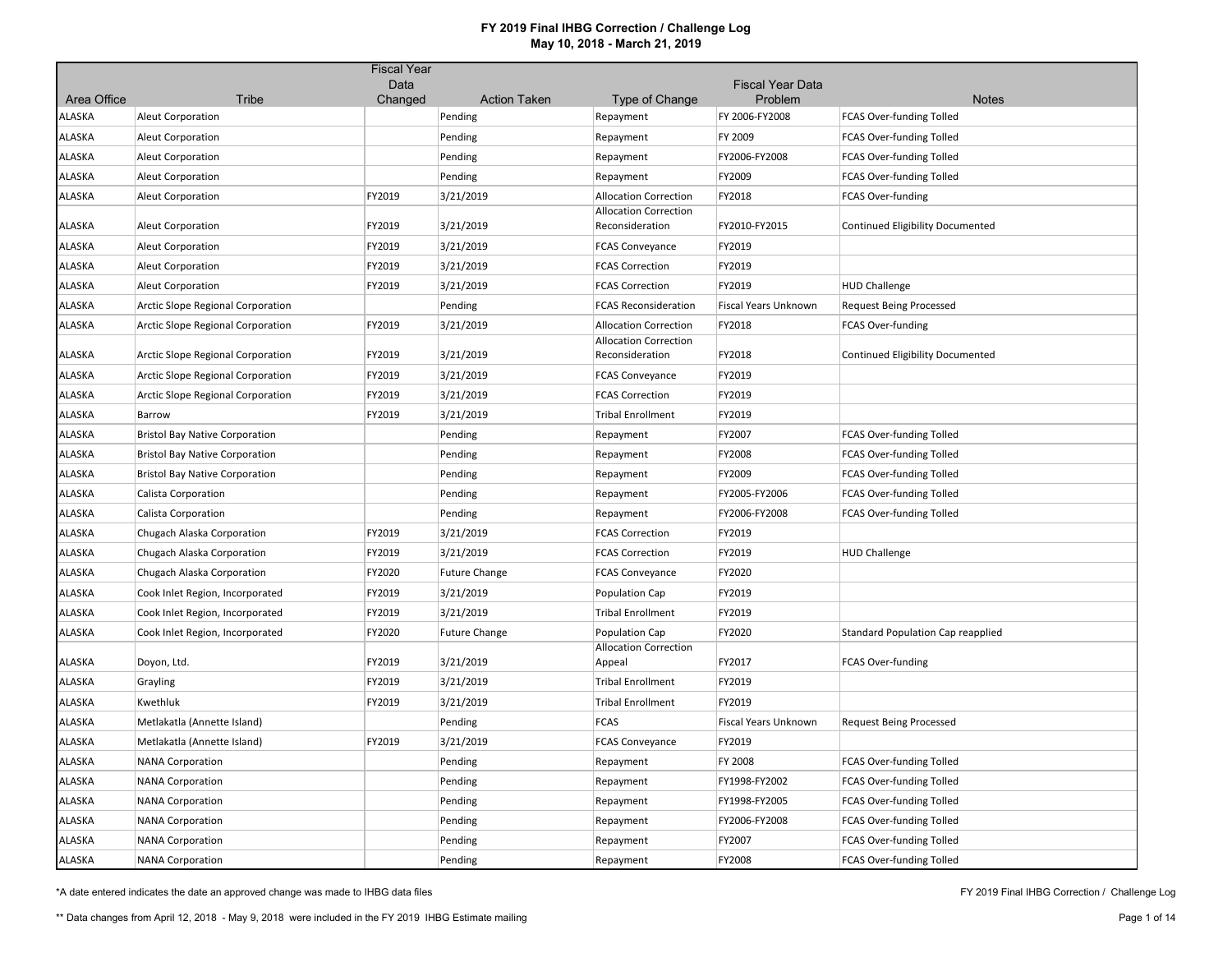# FY 2019 Final IHBG Correction / Challenge Log

## May 10, 2018 - March 21, 2019

| Area Office | Tribe | Fiscal Year Data Changed | Action Taken | Type of Change | Fiscal Year Data Problem | Notes |
|---|---|---|---|---|---|---|
| ALASKA | Aleut Corporation | | Pending | Repayment | FY 2006-FY2008 | FCAS Over-funding Tolled |
| ALASKA | Aleut Corporation | | Pending | Repayment | FY 2009 | FCAS Over-funding Tolled |
| ALASKA | Aleut Corporation | | Pending | Repayment | FY2006-FY2008 | FCAS Over-funding Tolled |
| ALASKA | Aleut Corporation | | Pending | Repayment | FY2009 | FCAS Over-funding Tolled |
| ALASKA | Aleut Corporation | FY2019 | 3/21/2019 | Allocation Correction | FY2018 | FCAS Over-funding |
| ALASKA | Aleut Corporation | FY2019 | 3/21/2019 | Allocation Correction Reconsideration | FY2010-FY2015 | Continued Eligibility Documented |
| ALASKA | Aleut Corporation | FY2019 | 3/21/2019 | FCAS Conveyance | FY2019 | |
| ALASKA | Aleut Corporation | FY2019 | 3/21/2019 | FCAS Correction | FY2019 | |
| ALASKA | Aleut Corporation | FY2019 | 3/21/2019 | FCAS Correction | FY2019 | HUD Challenge |
| ALASKA | Arctic Slope Regional Corporation | | Pending | FCAS Reconsideration | Fiscal Years Unknown | Request Being Processed |
| ALASKA | Arctic Slope Regional Corporation | FY2019 | 3/21/2019 | Allocation Correction | FY2018 | FCAS Over-funding |
| ALASKA | Arctic Slope Regional Corporation | FY2019 | 3/21/2019 | Allocation Correction Reconsideration | FY2018 | Continued Eligibility Documented |
| ALASKA | Arctic Slope Regional Corporation | FY2019 | 3/21/2019 | FCAS Conveyance | FY2019 | |
| ALASKA | Arctic Slope Regional Corporation | FY2019 | 3/21/2019 | FCAS Correction | FY2019 | |
| ALASKA | Barrow | FY2019 | 3/21/2019 | Tribal Enrollment | FY2019 | |
| ALASKA | Bristol Bay Native Corporation | | Pending | Repayment | FY2007 | FCAS Over-funding Tolled |
| ALASKA | Bristol Bay Native Corporation | | Pending | Repayment | FY2008 | FCAS Over-funding Tolled |
| ALASKA | Bristol Bay Native Corporation | | Pending | Repayment | FY2009 | FCAS Over-funding Tolled |
| ALASKA | Calista Corporation | | Pending | Repayment | FY2005-FY2006 | FCAS Over-funding Tolled |
| ALASKA | Calista Corporation | | Pending | Repayment | FY2006-FY2008 | FCAS Over-funding Tolled |
| ALASKA | Chugach Alaska Corporation | FY2019 | 3/21/2019 | FCAS Correction | FY2019 | |
| ALASKA | Chugach Alaska Corporation | FY2019 | 3/21/2019 | FCAS Correction | FY2019 | HUD Challenge |
| ALASKA | Chugach Alaska Corporation | FY2020 | Future Change | FCAS Conveyance | FY2020 | |
| ALASKA | Cook Inlet Region, Incorporated | FY2019 | 3/21/2019 | Population Cap | FY2019 | |
| ALASKA | Cook Inlet Region, Incorporated | FY2019 | 3/21/2019 | Tribal Enrollment | FY2019 | |
| ALASKA | Cook Inlet Region, Incorporated | FY2020 | Future Change | Population Cap | FY2020 | Standard Population Cap reapplied |
| ALASKA | Doyon, Ltd. | FY2019 | 3/21/2019 | Allocation Correction Appeal | FY2017 | FCAS Over-funding |
| ALASKA | Grayling | FY2019 | 3/21/2019 | Tribal Enrollment | FY2019 | |
| ALASKA | Kwethluk | FY2019 | 3/21/2019 | Tribal Enrollment | FY2019 | |
| ALASKA | Metlakatla (Annette Island) | | Pending | FCAS | Fiscal Years Unknown | Request Being Processed |
| ALASKA | Metlakatla (Annette Island) | FY2019 | 3/21/2019 | FCAS Conveyance | FY2019 | |
| ALASKA | NANA Corporation | | Pending | Repayment | FY 2008 | FCAS Over-funding Tolled |
| ALASKA | NANA Corporation | | Pending | Repayment | FY1998-FY2002 | FCAS Over-funding Tolled |
| ALASKA | NANA Corporation | | Pending | Repayment | FY1998-FY2005 | FCAS Over-funding Tolled |
| ALASKA | NANA Corporation | | Pending | Repayment | FY2006-FY2008 | FCAS Over-funding Tolled |
| ALASKA | NANA Corporation | | Pending | Repayment | FY2007 | FCAS Over-funding Tolled |
| ALASKA | NANA Corporation | | Pending | Repayment | FY2008 | FCAS Over-funding Tolled |

*A date entered indicates the date an approved change was made to IHBG data files

** Data changes from April 12, 2018 - May 9, 2018 were included in the FY 2019 IHBG Estimate mailing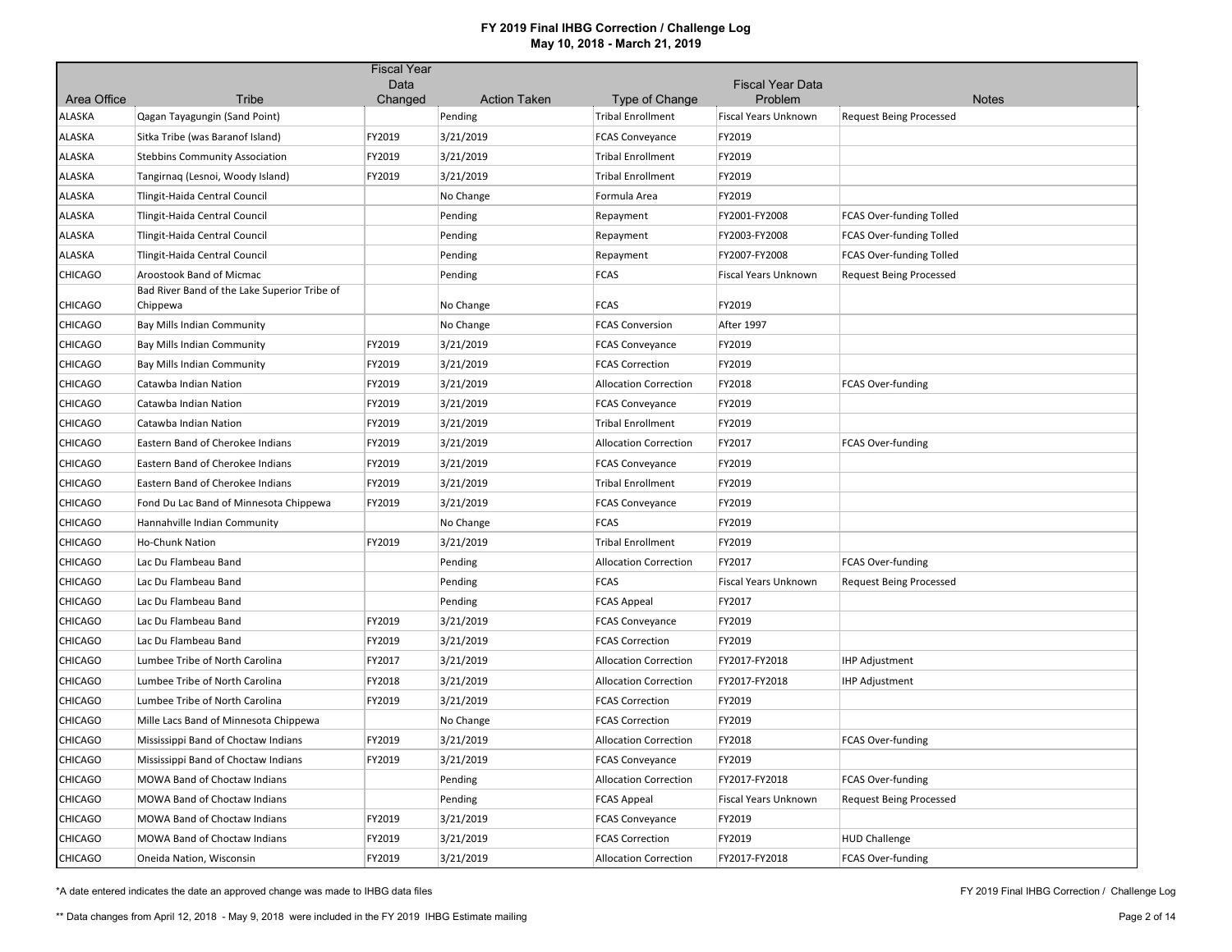# FY 2019 Final IHBG Correction / Challenge Log

**May 10, 2018 - March 21, 2019**

| Area Office | Tribe | Fiscal Year Data Changed | Action Taken | Type of Change | Fiscal Year Data Problem | Notes |
|---|---|---|---|---|---|---|
| ALASKA | Qagan Tayagungin (Sand Point) | | Pending | Tribal Enrollment | Fiscal Years Unknown | Request Being Processed |
| ALASKA | Sitka Tribe (was Baranof Island) | FY2019 | 3/21/2019 | FCAS Conveyance | FY2019 | |
| ALASKA | Stebbins Community Association | FY2019 | 3/21/2019 | Tribal Enrollment | FY2019 | |
| ALASKA | Tangirnaq (Lesnoi, Woody Island) | FY2019 | 3/21/2019 | Tribal Enrollment | FY2019 | |
| ALASKA | Tlingit-Haida Central Council | | No Change | Formula Area | FY2019 | |
| ALASKA | Tlingit-Haida Central Council | | Pending | Repayment | FY2001-FY2008 | FCAS Over-funding Tolled |
| ALASKA | Tlingit-Haida Central Council | | Pending | Repayment | FY2003-FY2008 | FCAS Over-funding Tolled |
| ALASKA | Tlingit-Haida Central Council | | Pending | Repayment | FY2007-FY2008 | FCAS Over-funding Tolled |
| CHICAGO | Aroostook Band of Micmac | | Pending | FCAS | Fiscal Years Unknown | Request Being Processed |
| CHICAGO | Bad River Band of the Lake Superior Tribe of Chippewa | | No Change | FCAS | FY2019 | |
| CHICAGO | Bay Mills Indian Community | | No Change | FCAS Conversion | After 1997 | |
| CHICAGO | Bay Mills Indian Community | FY2019 | 3/21/2019 | FCAS Conveyance | FY2019 | |
| CHICAGO | Bay Mills Indian Community | FY2019 | 3/21/2019 | FCAS Correction | FY2019 | |
| CHICAGO | Catawba Indian Nation | FY2019 | 3/21/2019 | Allocation Correction | FY2018 | FCAS Over-funding |
| CHICAGO | Catawba Indian Nation | FY2019 | 3/21/2019 | FCAS Conveyance | FY2019 | |
| CHICAGO | Catawba Indian Nation | FY2019 | 3/21/2019 | Tribal Enrollment | FY2019 | |
| CHICAGO | Eastern Band of Cherokee Indians | FY2019 | 3/21/2019 | Allocation Correction | FY2017 | FCAS Over-funding |
| CHICAGO | Eastern Band of Cherokee Indians | FY2019 | 3/21/2019 | FCAS Conveyance | FY2019 | |
| CHICAGO | Eastern Band of Cherokee Indians | FY2019 | 3/21/2019 | Tribal Enrollment | FY2019 | |
| CHICAGO | Fond Du Lac Band of Minnesota Chippewa | FY2019 | 3/21/2019 | FCAS Conveyance | FY2019 | |
| CHICAGO | Hannahville Indian Community | | No Change | FCAS | FY2019 | |
| CHICAGO | Ho-Chunk Nation | FY2019 | 3/21/2019 | Tribal Enrollment | FY2019 | |
| CHICAGO | Lac Du Flambeau Band | | Pending | Allocation Correction | FY2017 | FCAS Over-funding |
| CHICAGO | Lac Du Flambeau Band | | Pending | FCAS | Fiscal Years Unknown | Request Being Processed |
| CHICAGO | Lac Du Flambeau Band | | Pending | FCAS Appeal | FY2017 | |
| CHICAGO | Lac Du Flambeau Band | FY2019 | 3/21/2019 | FCAS Conveyance | FY2019 | |
| CHICAGO | Lac Du Flambeau Band | FY2019 | 3/21/2019 | FCAS Correction | FY2019 | |
| CHICAGO | Lumbee Tribe of North Carolina | FY2017 | 3/21/2019 | Allocation Correction | FY2017-FY2018 | IHP Adjustment |
| CHICAGO | Lumbee Tribe of North Carolina | FY2018 | 3/21/2019 | Allocation Correction | FY2017-FY2018 | IHP Adjustment |
| CHICAGO | Lumbee Tribe of North Carolina | FY2019 | 3/21/2019 | FCAS Correction | FY2019 | |
| CHICAGO | Mille Lacs Band of Minnesota Chippewa | | No Change | FCAS Correction | FY2019 | |
| CHICAGO | Mississippi Band of Choctaw Indians | FY2019 | 3/21/2019 | Allocation Correction | FY2018 | FCAS Over-funding |
| CHICAGO | Mississippi Band of Choctaw Indians | FY2019 | 3/21/2019 | FCAS Conveyance | FY2019 | |
| CHICAGO | MOWA Band of Choctaw Indians | | Pending | Allocation Correction | FY2017-FY2018 | FCAS Over-funding |
| CHICAGO | MOWA Band of Choctaw Indians | | Pending | FCAS Appeal | Fiscal Years Unknown | Request Being Processed |
| CHICAGO | MOWA Band of Choctaw Indians | FY2019 | 3/21/2019 | FCAS Conveyance | FY2019 | |
| CHICAGO | MOWA Band of Choctaw Indians | FY2019 | 3/21/2019 | FCAS Correction | FY2019 | HUD Challenge |
| CHICAGO | Oneida Nation, Wisconsin | FY2019 | 3/21/2019 | Allocation Correction | FY2017-FY2018 | FCAS Over-funding |

*A date entered indicates the date an approved change was made to IHBG data files

** Data changes from April 12, 2018 - May 9, 2018 were included in the FY 2019 IHBG Estimate mailing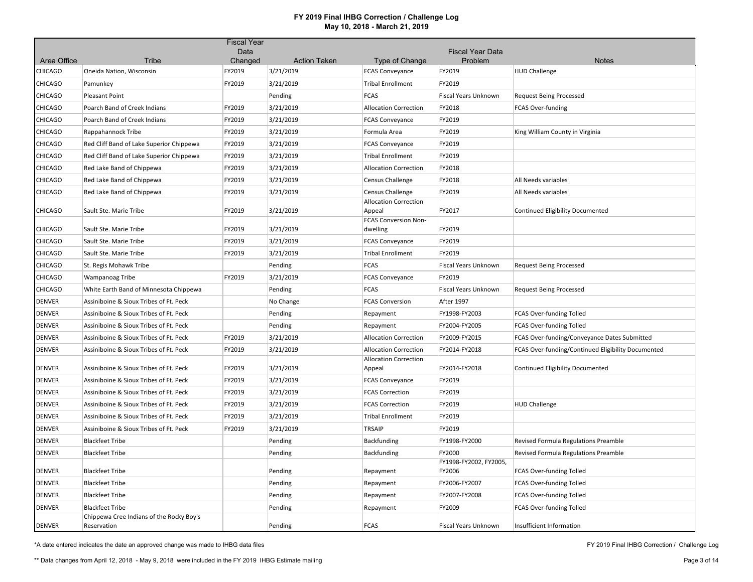# FY 2019 Final IHBG Correction / Challenge Log

**May 10, 2018 - March 21, 2019**

| Area Office | Tribe | Fiscal Year Data Changed | Action Taken | Type of Change | Fiscal Year Data Problem | Notes |
|---|---|---|---|---|---|---|
| CHICAGO | Oneida Nation, Wisconsin | FY2019 | 3/21/2019 | FCAS Conveyance | FY2019 | HUD Challenge |
| CHICAGO | Pamunkey | FY2019 | 3/21/2019 | Tribal Enrollment | FY2019 | |
| CHICAGO | Pleasant Point | | Pending | FCAS | Fiscal Years Unknown | Request Being Processed |
| CHICAGO | Poarch Band of Creek Indians | FY2019 | 3/21/2019 | Allocation Correction | FY2018 | FCAS Over-funding |
| CHICAGO | Poarch Band of Creek Indians | FY2019 | 3/21/2019 | FCAS Conveyance | FY2019 | |
| CHICAGO | Rappahannock Tribe | FY2019 | 3/21/2019 | Formula Area | FY2019 | King William County in Virginia |
| CHICAGO | Red Cliff Band of Lake Superior Chippewa | FY2019 | 3/21/2019 | FCAS Conveyance | FY2019 | |
| CHICAGO | Red Cliff Band of Lake Superior Chippewa | FY2019 | 3/21/2019 | Tribal Enrollment | FY2019 | |
| CHICAGO | Red Lake Band of Chippewa | FY2019 | 3/21/2019 | Allocation Correction | FY2018 | |
| CHICAGO | Red Lake Band of Chippewa | FY2019 | 3/21/2019 | Census Challenge | FY2018 | All Needs variables |
| CHICAGO | Red Lake Band of Chippewa | FY2019 | 3/21/2019 | Census Challenge | FY2019 | All Needs variables |
| CHICAGO | Sault Ste. Marie Tribe | FY2019 | 3/21/2019 | Allocation Correction Appeal | FY2017 | Continued Eligibility Documented |
| CHICAGO | Sault Ste. Marie Tribe | FY2019 | 3/21/2019 | FCAS Conversion Non-dwelling | FY2019 | |
| CHICAGO | Sault Ste. Marie Tribe | FY2019 | 3/21/2019 | FCAS Conveyance | FY2019 | |
| CHICAGO | Sault Ste. Marie Tribe | FY2019 | 3/21/2019 | Tribal Enrollment | FY2019 | |
| CHICAGO | St. Regis Mohawk Tribe | | Pending | FCAS | Fiscal Years Unknown | Request Being Processed |
| CHICAGO | Wampanoag Tribe | FY2019 | 3/21/2019 | FCAS Conveyance | FY2019 | |
| CHICAGO | White Earth Band of Minnesota Chippewa | | Pending | FCAS | Fiscal Years Unknown | Request Being Processed |
| DENVER | Assiniboine & Sioux Tribes of Ft. Peck | | No Change | FCAS Conversion | After 1997 | |
| DENVER | Assiniboine & Sioux Tribes of Ft. Peck | | Pending | Repayment | FY1998-FY2003 | FCAS Over-funding Tolled |
| DENVER | Assiniboine & Sioux Tribes of Ft. Peck | | Pending | Repayment | FY2004-FY2005 | FCAS Over-funding Tolled |
| DENVER | Assiniboine & Sioux Tribes of Ft. Peck | FY2019 | 3/21/2019 | Allocation Correction | FY2009-FY2015 | FCAS Over-funding/Conveyance Dates Submitted |
| DENVER | Assiniboine & Sioux Tribes of Ft. Peck | FY2019 | 3/21/2019 | Allocation Correction | FY2014-FY2018 | FCAS Over-funding/Continued Eligibility Documented |
| DENVER | Assiniboine & Sioux Tribes of Ft. Peck | FY2019 | 3/21/2019 | Allocation Correction Appeal | FY2014-FY2018 | Continued Eligibility Documented |
| DENVER | Assiniboine & Sioux Tribes of Ft. Peck | FY2019 | 3/21/2019 | FCAS Conveyance | FY2019 | |
| DENVER | Assiniboine & Sioux Tribes of Ft. Peck | FY2019 | 3/21/2019 | FCAS Correction | FY2019 | |
| DENVER | Assiniboine & Sioux Tribes of Ft. Peck | FY2019 | 3/21/2019 | FCAS Correction | FY2019 | HUD Challenge |
| DENVER | Assiniboine & Sioux Tribes of Ft. Peck | FY2019 | 3/21/2019 | Tribal Enrollment | FY2019 | |
| DENVER | Assiniboine & Sioux Tribes of Ft. Peck | FY2019 | 3/21/2019 | TRSAIP | FY2019 | |
| DENVER | Blackfeet Tribe | | Pending | Backfunding | FY1998-FY2000 | Revised Formula Regulations Preamble |
| DENVER | Blackfeet Tribe | | Pending | Backfunding | FY2000 | Revised Formula Regulations Preamble |
| DENVER | Blackfeet Tribe | | Pending | Repayment | FY1998-FY2002, FY2005, FY2006 | FCAS Over-funding Tolled |
| DENVER | Blackfeet Tribe | | Pending | Repayment | FY2006-FY2007 | FCAS Over-funding Tolled |
| DENVER | Blackfeet Tribe | | Pending | Repayment | FY2007-FY2008 | FCAS Over-funding Tolled |
| DENVER | Blackfeet Tribe | | Pending | Repayment | FY2009 | FCAS Over-funding Tolled |
| DENVER | Chippewa Cree Indians of the Rocky Boy's Reservation | | Pending | FCAS | Fiscal Years Unknown | Insufficient Information |

*A date entered indicates the date an approved change was made to IHBG data files

** Data changes from April 12, 2018 - May 9, 2018 were included in the FY 2019 IHBG Estimate mailing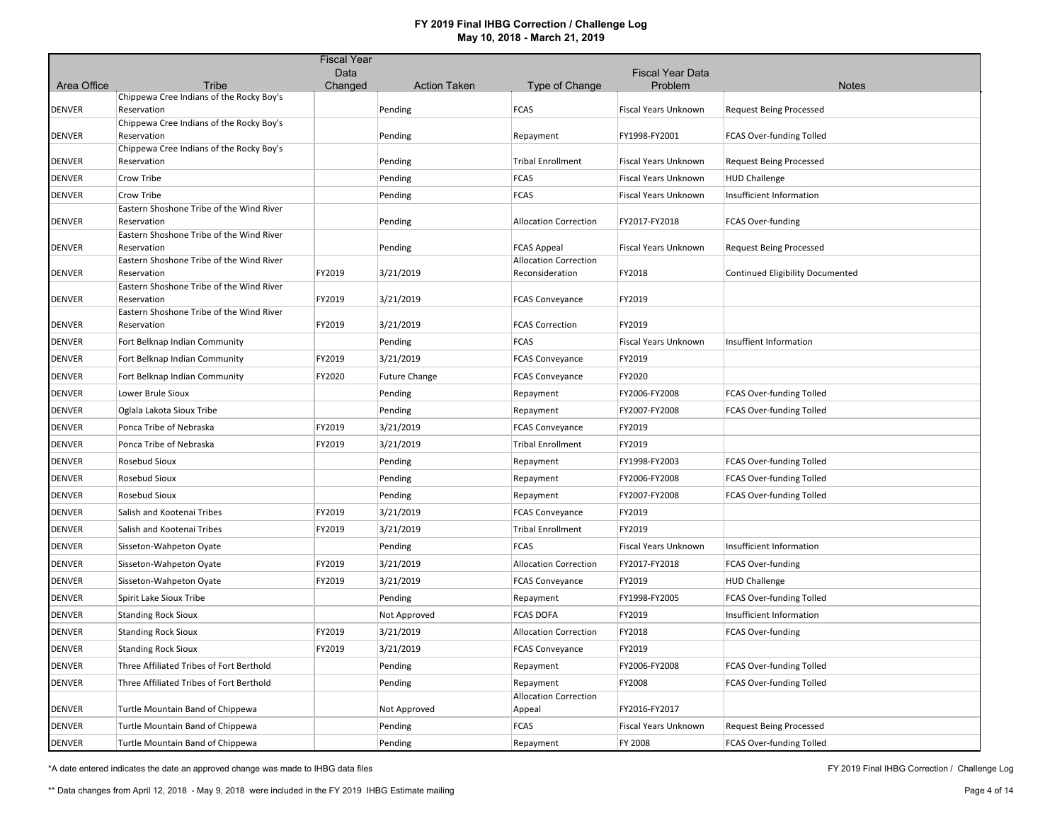# FY 2019 Final IHBG Correction / Challenge Log
## May 10, 2018 - March 21, 2019

| Area Office | Tribe | Fiscal Year Data Changed | Action Taken | Type of Change | Fiscal Year Data Problem | Notes |
|---|---|---|---|---|---|---|
| DENVER | Chippewa Cree Indians of the Rocky Boy's Reservation | | Pending | FCAS | Fiscal Years Unknown | Request Being Processed |
| DENVER | Chippewa Cree Indians of the Rocky Boy's Reservation | | Pending | Repayment | FY1998-FY2001 | FCAS Over-funding Tolled |
| DENVER | Chippewa Cree Indians of the Rocky Boy's Reservation | | Pending | Tribal Enrollment | Fiscal Years Unknown | Request Being Processed |
| DENVER | Crow Tribe | | Pending | FCAS | Fiscal Years Unknown | HUD Challenge |
| DENVER | Crow Tribe | | Pending | FCAS | Fiscal Years Unknown | Insufficient Information |
| DENVER | Eastern Shoshone Tribe of the Wind River Reservation | | Pending | Allocation Correction | FY2017-FY2018 | FCAS Over-funding |
| DENVER | Eastern Shoshone Tribe of the Wind River Reservation | | Pending | FCAS Appeal | Fiscal Years Unknown | Request Being Processed |
| DENVER | Eastern Shoshone Tribe of the Wind River Reservation | FY2019 | 3/21/2019 | Allocation Correction Reconsideration | FY2018 | Continued Eligibility Documented |
| DENVER | Eastern Shoshone Tribe of the Wind River Reservation | FY2019 | 3/21/2019 | FCAS Conveyance | FY2019 | |
| DENVER | Eastern Shoshone Tribe of the Wind River Reservation | FY2019 | 3/21/2019 | FCAS Correction | FY2019 | |
| DENVER | Fort Belknap Indian Community | | Pending | FCAS | Fiscal Years Unknown | Insuffient Information |
| DENVER | Fort Belknap Indian Community | FY2019 | 3/21/2019 | FCAS Conveyance | FY2019 | |
| DENVER | Fort Belknap Indian Community | FY2020 | Future Change | FCAS Conveyance | FY2020 | |
| DENVER | Lower Brule Sioux | | Pending | Repayment | FY2006-FY2008 | FCAS Over-funding Tolled |
| DENVER | Oglala Lakota Sioux Tribe | | Pending | Repayment | FY2007-FY2008 | FCAS Over-funding Tolled |
| DENVER | Ponca Tribe of Nebraska | FY2019 | 3/21/2019 | FCAS Conveyance | FY2019 | |
| DENVER | Ponca Tribe of Nebraska | FY2019 | 3/21/2019 | Tribal Enrollment | FY2019 | |
| DENVER | Rosebud Sioux | | Pending | Repayment | FY1998-FY2003 | FCAS Over-funding Tolled |
| DENVER | Rosebud Sioux | | Pending | Repayment | FY2006-FY2008 | FCAS Over-funding Tolled |
| DENVER | Rosebud Sioux | | Pending | Repayment | FY2007-FY2008 | FCAS Over-funding Tolled |
| DENVER | Salish and Kootenai Tribes | FY2019 | 3/21/2019 | FCAS Conveyance | FY2019 | |
| DENVER | Salish and Kootenai Tribes | FY2019 | 3/21/2019 | Tribal Enrollment | FY2019 | |
| DENVER | Sisseton-Wahpeton Oyate | | Pending | FCAS | Fiscal Years Unknown | Insufficient Information |
| DENVER | Sisseton-Wahpeton Oyate | FY2019 | 3/21/2019 | Allocation Correction | FY2017-FY2018 | FCAS Over-funding |
| DENVER | Sisseton-Wahpeton Oyate | FY2019 | 3/21/2019 | FCAS Conveyance | FY2019 | HUD Challenge |
| DENVER | Spirit Lake Sioux Tribe | | Pending | Repayment | FY1998-FY2005 | FCAS Over-funding Tolled |
| DENVER | Standing Rock Sioux | | Not Approved | FCAS DOFA | FY2019 | Insufficient Information |
| DENVER | Standing Rock Sioux | FY2019 | 3/21/2019 | Allocation Correction | FY2018 | FCAS Over-funding |
| DENVER | Standing Rock Sioux | FY2019 | 3/21/2019 | FCAS Conveyance | FY2019 | |
| DENVER | Three Affiliated Tribes of Fort Berthold | | Pending | Repayment | FY2006-FY2008 | FCAS Over-funding Tolled |
| DENVER | Three Affiliated Tribes of Fort Berthold | | Pending | Repayment | FY2008 | FCAS Over-funding Tolled |
| DENVER | Turtle Mountain Band of Chippewa | | Not Approved | Allocation Correction Appeal | FY2016-FY2017 | |
| DENVER | Turtle Mountain Band of Chippewa | | Pending | FCAS | Fiscal Years Unknown | Request Being Processed |
| DENVER | Turtle Mountain Band of Chippewa | | Pending | Repayment | FY 2008 | FCAS Over-funding Tolled |

*A date entered indicates the date an approved change was made to IHBG data files

** Data changes from April 12, 2018 - May 9, 2018 were included in the FY 2019 IHBG Estimate mailing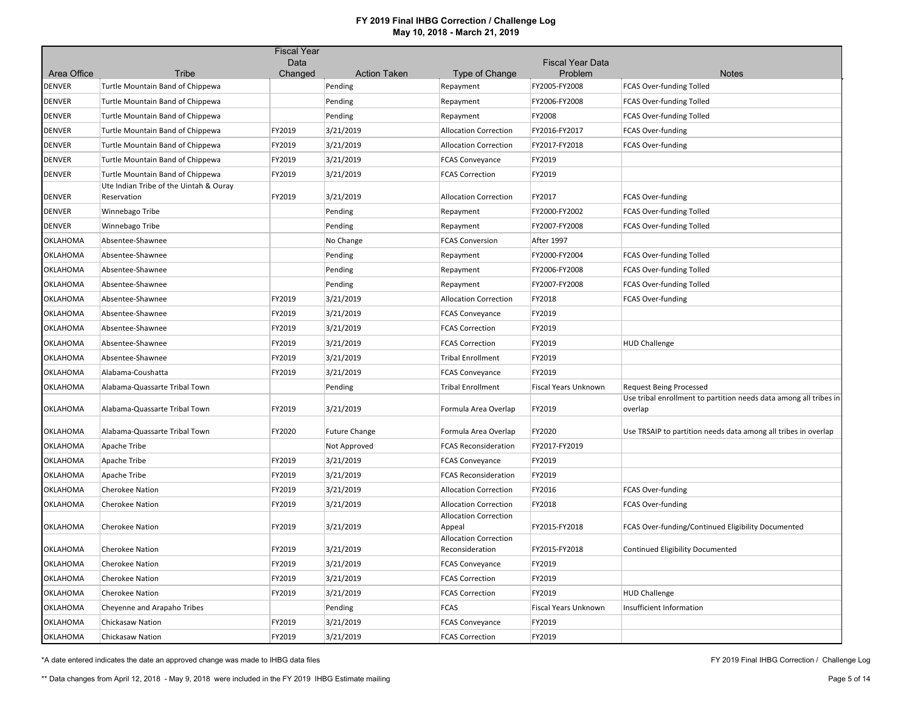# FY 2019 Final IHBG Correction / Challenge Log

## May 10, 2018 - March 21, 2019

| Area Office | Tribe | Fiscal Year Data Changed | Action Taken | Type of Change | Fiscal Year Data Problem | Notes |
|---|---|---|---|---|---|---|
| DENVER | Turtle Mountain Band of Chippewa | | Pending | Repayment | FY2005-FY2008 | FCAS Over-funding Tolled |
| DENVER | Turtle Mountain Band of Chippewa | | Pending | Repayment | FY2006-FY2008 | FCAS Over-funding Tolled |
| DENVER | Turtle Mountain Band of Chippewa | | Pending | Repayment | FY2008 | FCAS Over-funding Tolled |
| DENVER | Turtle Mountain Band of Chippewa | FY2019 | 3/21/2019 | Allocation Correction | FY2016-FY2017 | FCAS Over-funding |
| DENVER | Turtle Mountain Band of Chippewa | FY2019 | 3/21/2019 | Allocation Correction | FY2017-FY2018 | FCAS Over-funding |
| DENVER | Turtle Mountain Band of Chippewa | FY2019 | 3/21/2019 | FCAS Conveyance | FY2019 | |
| DENVER | Turtle Mountain Band of Chippewa | FY2019 | 3/21/2019 | FCAS Correction | FY2019 | |
| DENVER | Ute Indian Tribe of the Uintah & Ouray Reservation | FY2019 | 3/21/2019 | Allocation Correction | FY2017 | FCAS Over-funding |
| DENVER | Winnebago Tribe | | Pending | Repayment | FY2000-FY2002 | FCAS Over-funding Tolled |
| DENVER | Winnebago Tribe | | Pending | Repayment | FY2007-FY2008 | FCAS Over-funding Tolled |
| OKLAHOMA | Absentee-Shawnee | | No Change | FCAS Conversion | After 1997 | |
| OKLAHOMA | Absentee-Shawnee | | Pending | Repayment | FY2000-FY2004 | FCAS Over-funding Tolled |
| OKLAHOMA | Absentee-Shawnee | | Pending | Repayment | FY2006-FY2008 | FCAS Over-funding Tolled |
| OKLAHOMA | Absentee-Shawnee | | Pending | Repayment | FY2007-FY2008 | FCAS Over-funding Tolled |
| OKLAHOMA | Absentee-Shawnee | FY2019 | 3/21/2019 | Allocation Correction | FY2018 | FCAS Over-funding |
| OKLAHOMA | Absentee-Shawnee | FY2019 | 3/21/2019 | FCAS Conveyance | FY2019 | |
| OKLAHOMA | Absentee-Shawnee | FY2019 | 3/21/2019 | FCAS Correction | FY2019 | |
| OKLAHOMA | Absentee-Shawnee | FY2019 | 3/21/2019 | FCAS Correction | FY2019 | HUD Challenge |
| OKLAHOMA | Absentee-Shawnee | FY2019 | 3/21/2019 | Tribal Enrollment | FY2019 | |
| OKLAHOMA | Alabama-Coushatta | FY2019 | 3/21/2019 | FCAS Conveyance | FY2019 | |
| OKLAHOMA | Alabama-Quassarte Tribal Town | | Pending | Tribal Enrollment | Fiscal Years Unknown | Request Being Processed |
| OKLAHOMA | Alabama-Quassarte Tribal Town | FY2019 | 3/21/2019 | Formula Area Overlap | FY2019 | Use tribal enrollment to partition needs data among all tribes in overlap |
| OKLAHOMA | Alabama-Quassarte Tribal Town | FY2020 | Future Change | Formula Area Overlap | FY2020 | Use TRSAIP to partition needs data among all tribes in overlap |
| OKLAHOMA | Apache Tribe | | Not Approved | FCAS Reconsideration | FY2017-FY2019 | |
| OKLAHOMA | Apache Tribe | FY2019 | 3/21/2019 | FCAS Conveyance | FY2019 | |
| OKLAHOMA | Apache Tribe | FY2019 | 3/21/2019 | FCAS Reconsideration | FY2019 | |
| OKLAHOMA | Cherokee Nation | FY2019 | 3/21/2019 | Allocation Correction | FY2016 | FCAS Over-funding |
| OKLAHOMA | Cherokee Nation | FY2019 | 3/21/2019 | Allocation Correction | FY2018 | FCAS Over-funding |
| OKLAHOMA | Cherokee Nation | FY2019 | 3/21/2019 | Allocation Correction Appeal | FY2015-FY2018 | FCAS Over-funding/Continued Eligibility Documented |
| OKLAHOMA | Cherokee Nation | FY2019 | 3/21/2019 | Allocation Correction Reconsideration | FY2015-FY2018 | Continued Eligibility Documented |
| OKLAHOMA | Cherokee Nation | FY2019 | 3/21/2019 | FCAS Conveyance | FY2019 | |
| OKLAHOMA | Cherokee Nation | FY2019 | 3/21/2019 | FCAS Correction | FY2019 | |
| OKLAHOMA | Cherokee Nation | FY2019 | 3/21/2019 | FCAS Correction | FY2019 | HUD Challenge |
| OKLAHOMA | Cheyenne and Arapaho Tribes | | Pending | FCAS | Fiscal Years Unknown | Insufficient Information |
| OKLAHOMA | Chickasaw Nation | FY2019 | 3/21/2019 | FCAS Conveyance | FY2019 | |
| OKLAHOMA | Chickasaw Nation | FY2019 | 3/21/2019 | FCAS Correction | FY2019 | |

*A date entered indicates the date an approved change was made to IHBG data files

** Data changes from April 12, 2018 - May 9, 2018 were included in the FY 2019 IHBG Estimate mailing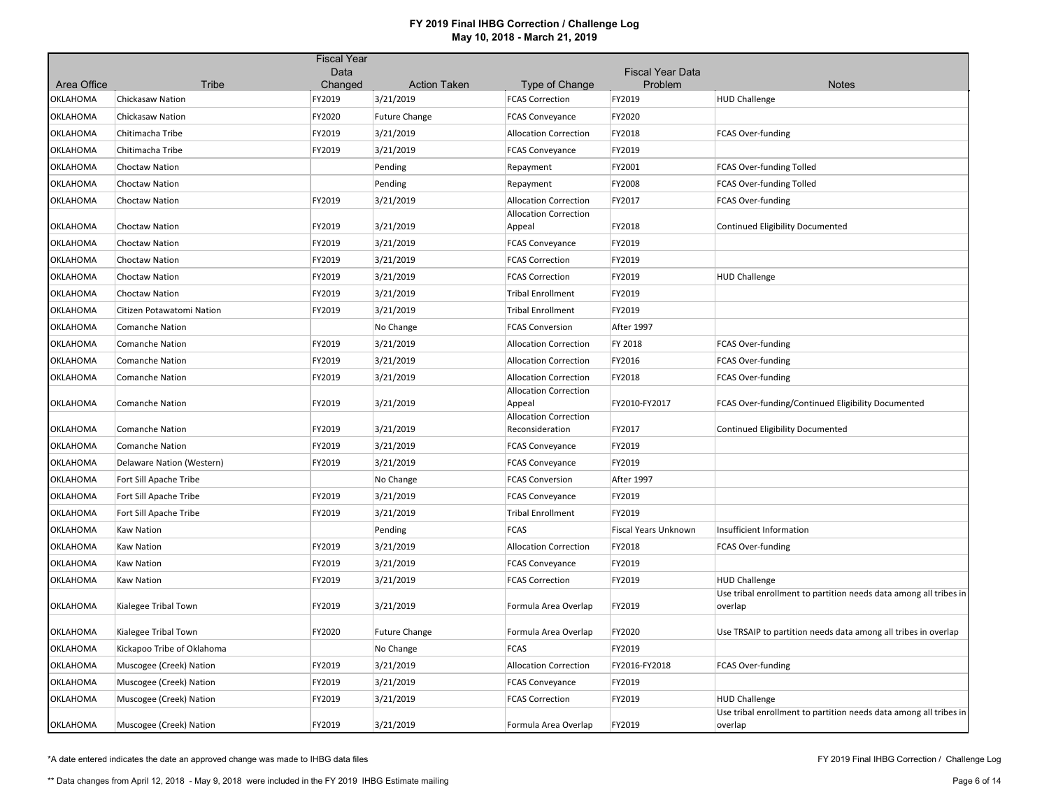# FY 2019 Final IHBG Correction / Challenge Log
## May 10, 2018 - March 21, 2019

| Area Office | Tribe | Fiscal Year Data Changed | Action Taken | Type of Change | Fiscal Year Data Problem | Notes |
|---|---|---|---|---|---|---|
| OKLAHOMA | Chickasaw Nation | FY2019 | 3/21/2019 | FCAS Correction | FY2019 | HUD Challenge |
| OKLAHOMA | Chickasaw Nation | FY2020 | Future Change | FCAS Conveyance | FY2020 | |
| OKLAHOMA | Chitimacha Tribe | FY2019 | 3/21/2019 | Allocation Correction | FY2018 | FCAS Over-funding |
| OKLAHOMA | Chitimacha Tribe | FY2019 | 3/21/2019 | FCAS Conveyance | FY2019 | |
| OKLAHOMA | Choctaw Nation | | Pending | Repayment | FY2001 | FCAS Over-funding Tolled |
| OKLAHOMA | Choctaw Nation | | Pending | Repayment | FY2008 | FCAS Over-funding Tolled |
| OKLAHOMA | Choctaw Nation | FY2019 | 3/21/2019 | Allocation Correction | FY2017 | FCAS Over-funding |
| OKLAHOMA | Choctaw Nation | FY2019 | 3/21/2019 | Allocation Correction Appeal | FY2018 | Continued Eligibility Documented |
| OKLAHOMA | Choctaw Nation | FY2019 | 3/21/2019 | FCAS Conveyance | FY2019 | |
| OKLAHOMA | Choctaw Nation | FY2019 | 3/21/2019 | FCAS Correction | FY2019 | |
| OKLAHOMA | Choctaw Nation | FY2019 | 3/21/2019 | FCAS Correction | FY2019 | HUD Challenge |
| OKLAHOMA | Choctaw Nation | FY2019 | 3/21/2019 | Tribal Enrollment | FY2019 | |
| OKLAHOMA | Citizen Potawatomi Nation | FY2019 | 3/21/2019 | Tribal Enrollment | FY2019 | |
| OKLAHOMA | Comanche Nation | | No Change | FCAS Conversion | After 1997 | |
| OKLAHOMA | Comanche Nation | FY2019 | 3/21/2019 | Allocation Correction | FY 2018 | FCAS Over-funding |
| OKLAHOMA | Comanche Nation | FY2019 | 3/21/2019 | Allocation Correction | FY2016 | FCAS Over-funding |
| OKLAHOMA | Comanche Nation | FY2019 | 3/21/2019 | Allocation Correction | FY2018 | FCAS Over-funding |
| OKLAHOMA | Comanche Nation | FY2019 | 3/21/2019 | Allocation Correction Appeal | FY2010-FY2017 | FCAS Over-funding/Continued Eligibility Documented |
| OKLAHOMA | Comanche Nation | FY2019 | 3/21/2019 | Allocation Correction Reconsideration | FY2017 | Continued Eligibility Documented |
| OKLAHOMA | Comanche Nation | FY2019 | 3/21/2019 | FCAS Conveyance | FY2019 | |
| OKLAHOMA | Delaware Nation (Western) | FY2019 | 3/21/2019 | FCAS Conveyance | FY2019 | |
| OKLAHOMA | Fort Sill Apache Tribe | | No Change | FCAS Conversion | After 1997 | |
| OKLAHOMA | Fort Sill Apache Tribe | FY2019 | 3/21/2019 | FCAS Conveyance | FY2019 | |
| OKLAHOMA | Fort Sill Apache Tribe | FY2019 | 3/21/2019 | Tribal Enrollment | FY2019 | |
| OKLAHOMA | Kaw Nation | | Pending | FCAS | Fiscal Years Unknown | Insufficient Information |
| OKLAHOMA | Kaw Nation | FY2019 | 3/21/2019 | Allocation Correction | FY2018 | FCAS Over-funding |
| OKLAHOMA | Kaw Nation | FY2019 | 3/21/2019 | FCAS Conveyance | FY2019 | |
| OKLAHOMA | Kaw Nation | FY2019 | 3/21/2019 | FCAS Correction | FY2019 | HUD Challenge |
| OKLAHOMA | Kialegee Tribal Town | FY2019 | 3/21/2019 | Formula Area Overlap | FY2019 | Use tribal enrollment to partition needs data among all tribes in overlap |
| OKLAHOMA | Kialegee Tribal Town | FY2020 | Future Change | Formula Area Overlap | FY2020 | Use TRSAIP to partition needs data among all tribes in overlap |
| OKLAHOMA | Kickapoo Tribe of Oklahoma | | No Change | FCAS | FY2019 | |
| OKLAHOMA | Muscogee (Creek) Nation | FY2019 | 3/21/2019 | Allocation Correction | FY2016-FY2018 | FCAS Over-funding |
| OKLAHOMA | Muscogee (Creek) Nation | FY2019 | 3/21/2019 | FCAS Conveyance | FY2019 | |
| OKLAHOMA | Muscogee (Creek) Nation | FY2019 | 3/21/2019 | FCAS Correction | FY2019 | HUD Challenge |
| OKLAHOMA | Muscogee (Creek) Nation | FY2019 | 3/21/2019 | Formula Area Overlap | FY2019 | Use tribal enrollment to partition needs data among all tribes in overlap |

*A date entered indicates the date an approved change was made to IHBG data files

** Data changes from April 12, 2018 - May 9, 2018 were included in the FY 2019 IHBG Estimate mailing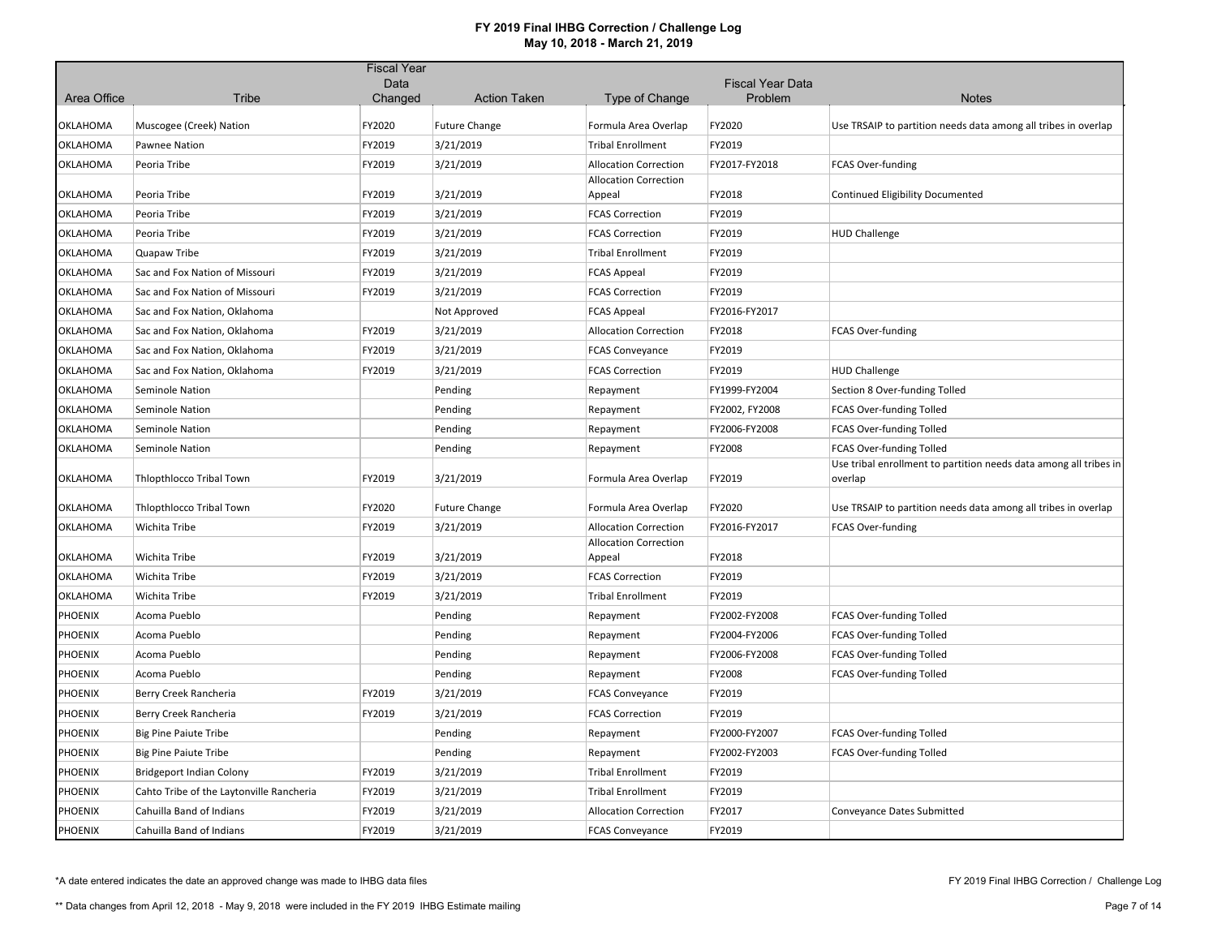# FY 2019 Final IHBG Correction / Challenge Log
## May 10, 2018 - March 21, 2019

| Area Office | Tribe | Fiscal Year Data Changed | Action Taken | Type of Change | Fiscal Year Data Problem | Notes |
|---|---|---|---|---|---|---|
| OKLAHOMA | Muscogee (Creek) Nation | FY2020 | Future Change | Formula Area Overlap | FY2020 | Use TRSAIP to partition needs data among all tribes in overlap |
| OKLAHOMA | Pawnee Nation | FY2019 | 3/21/2019 | Tribal Enrollment | FY2019 | |
| OKLAHOMA | Peoria Tribe | FY2019 | 3/21/2019 | Allocation Correction | FY2017-FY2018 | FCAS Over-funding |
| OKLAHOMA | Peoria Tribe | FY2019 | 3/21/2019 | Allocation Correction Appeal | FY2018 | Continued Eligibility Documented |
| OKLAHOMA | Peoria Tribe | FY2019 | 3/21/2019 | FCAS Correction | FY2019 | |
| OKLAHOMA | Peoria Tribe | FY2019 | 3/21/2019 | FCAS Correction | FY2019 | HUD Challenge |
| OKLAHOMA | Quapaw Tribe | FY2019 | 3/21/2019 | Tribal Enrollment | FY2019 | |
| OKLAHOMA | Sac and Fox Nation of Missouri | FY2019 | 3/21/2019 | FCAS Appeal | FY2019 | |
| OKLAHOMA | Sac and Fox Nation of Missouri | FY2019 | 3/21/2019 | FCAS Correction | FY2019 | |
| OKLAHOMA | Sac and Fox Nation, Oklahoma | | Not Approved | FCAS Appeal | FY2016-FY2017 | |
| OKLAHOMA | Sac and Fox Nation, Oklahoma | FY2019 | 3/21/2019 | Allocation Correction | FY2018 | FCAS Over-funding |
| OKLAHOMA | Sac and Fox Nation, Oklahoma | FY2019 | 3/21/2019 | FCAS Conveyance | FY2019 | |
| OKLAHOMA | Sac and Fox Nation, Oklahoma | FY2019 | 3/21/2019 | FCAS Correction | FY2019 | HUD Challenge |
| OKLAHOMA | Seminole Nation | | Pending | Repayment | FY1999-FY2004 | Section 8 Over-funding Tolled |
| OKLAHOMA | Seminole Nation | | Pending | Repayment | FY2002, FY2008 | FCAS Over-funding Tolled |
| OKLAHOMA | Seminole Nation | | Pending | Repayment | FY2006-FY2008 | FCAS Over-funding Tolled |
| OKLAHOMA | Seminole Nation | | Pending | Repayment | FY2008 | FCAS Over-funding Tolled |
| OKLAHOMA | Thlopthlocco Tribal Town | FY2019 | 3/21/2019 | Formula Area Overlap | FY2019 | Use tribal enrollment to partition needs data among all tribes in overlap |
| OKLAHOMA | Thlopthlocco Tribal Town | FY2020 | Future Change | Formula Area Overlap | FY2020 | Use TRSAIP to partition needs data among all tribes in overlap |
| OKLAHOMA | Wichita Tribe | FY2019 | 3/21/2019 | Allocation Correction | FY2016-FY2017 | FCAS Over-funding |
| OKLAHOMA | Wichita Tribe | FY2019 | 3/21/2019 | Allocation Correction Appeal | FY2018 | |
| OKLAHOMA | Wichita Tribe | FY2019 | 3/21/2019 | FCAS Correction | FY2019 | |
| OKLAHOMA | Wichita Tribe | FY2019 | 3/21/2019 | Tribal Enrollment | FY2019 | |
| PHOENIX | Acoma Pueblo | | Pending | Repayment | FY2002-FY2008 | FCAS Over-funding Tolled |
| PHOENIX | Acoma Pueblo | | Pending | Repayment | FY2004-FY2006 | FCAS Over-funding Tolled |
| PHOENIX | Acoma Pueblo | | Pending | Repayment | FY2006-FY2008 | FCAS Over-funding Tolled |
| PHOENIX | Acoma Pueblo | | Pending | Repayment | FY2008 | FCAS Over-funding Tolled |
| PHOENIX | Berry Creek Rancheria | FY2019 | 3/21/2019 | FCAS Conveyance | FY2019 | |
| PHOENIX | Berry Creek Rancheria | FY2019 | 3/21/2019 | FCAS Correction | FY2019 | |
| PHOENIX | Big Pine Paiute Tribe | | Pending | Repayment | FY2000-FY2007 | FCAS Over-funding Tolled |
| PHOENIX | Big Pine Paiute Tribe | | Pending | Repayment | FY2002-FY2003 | FCAS Over-funding Tolled |
| PHOENIX | Bridgeport Indian Colony | FY2019 | 3/21/2019 | Tribal Enrollment | FY2019 | |
| PHOENIX | Cahto Tribe of the Laytonville Rancheria | FY2019 | 3/21/2019 | Tribal Enrollment | FY2019 | |
| PHOENIX | Cahuilla Band of Indians | FY2019 | 3/21/2019 | Allocation Correction | FY2017 | Conveyance Dates Submitted |
| PHOENIX | Cahuilla Band of Indians | FY2019 | 3/21/2019 | FCAS Conveyance | FY2019 | |

*A date entered indicates the date an approved change was made to IHBG data files

** Data changes from April 12, 2018 - May 9, 2018 were included in the FY 2019 IHBG Estimate mailing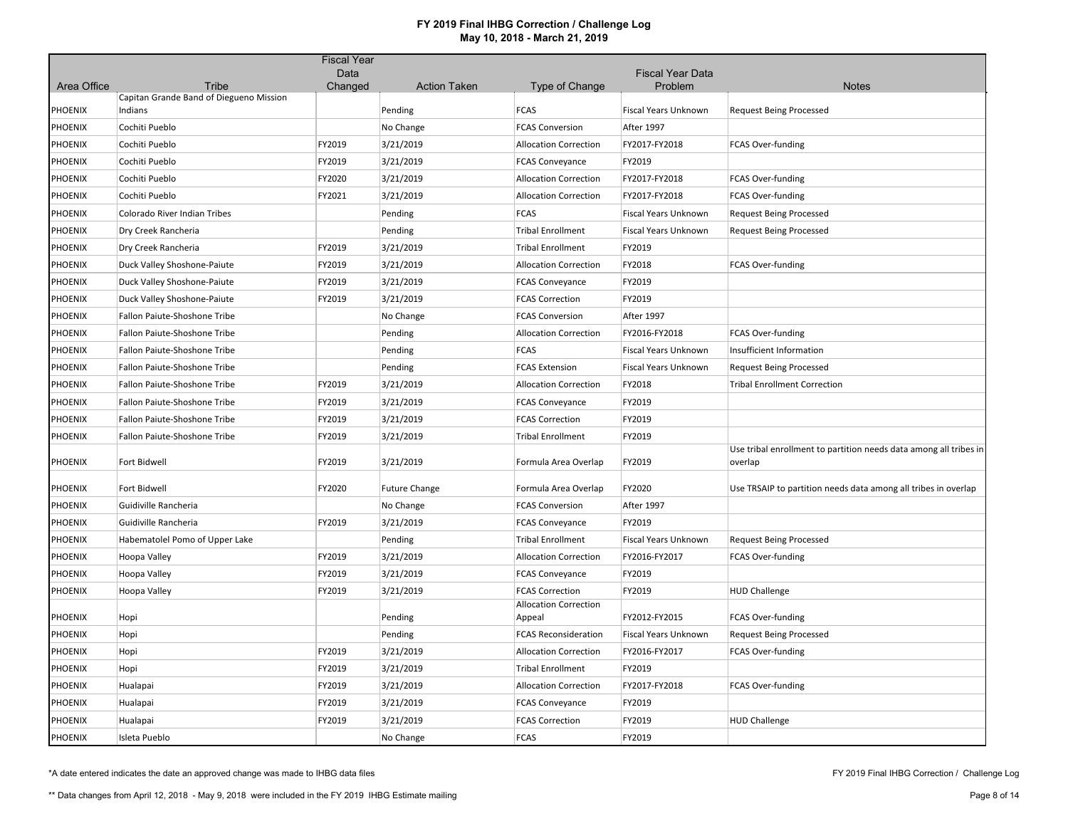# FY 2019 Final IHBG Correction / Challenge Log

## May 10, 2018 - March 21, 2019

| Area Office | Tribe | Fiscal Year Data Changed | Action Taken | Type of Change | Fiscal Year Data Problem | Notes |
|---|---|---|---|---|---|---|
| PHOENIX | Capitan Grande Band of Diegueno Mission Indians | | Pending | FCAS | Fiscal Years Unknown | Request Being Processed |
| PHOENIX | Cochiti Pueblo | | No Change | FCAS Conversion | After 1997 | |
| PHOENIX | Cochiti Pueblo | FY2019 | 3/21/2019 | Allocation Correction | FY2017-FY2018 | FCAS Over-funding |
| PHOENIX | Cochiti Pueblo | FY2019 | 3/21/2019 | FCAS Conveyance | FY2019 | |
| PHOENIX | Cochiti Pueblo | FY2020 | 3/21/2019 | Allocation Correction | FY2017-FY2018 | FCAS Over-funding |
| PHOENIX | Cochiti Pueblo | FY2021 | 3/21/2019 | Allocation Correction | FY2017-FY2018 | FCAS Over-funding |
| PHOENIX | Colorado River Indian Tribes | | Pending | FCAS | Fiscal Years Unknown | Request Being Processed |
| PHOENIX | Dry Creek Rancheria | | Pending | Tribal Enrollment | Fiscal Years Unknown | Request Being Processed |
| PHOENIX | Dry Creek Rancheria | FY2019 | 3/21/2019 | Tribal Enrollment | FY2019 | |
| PHOENIX | Duck Valley Shoshone-Paiute | FY2019 | 3/21/2019 | Allocation Correction | FY2018 | FCAS Over-funding |
| PHOENIX | Duck Valley Shoshone-Paiute | FY2019 | 3/21/2019 | FCAS Conveyance | FY2019 | |
| PHOENIX | Duck Valley Shoshone-Paiute | FY2019 | 3/21/2019 | FCAS Correction | FY2019 | |
| PHOENIX | Fallon Paiute-Shoshone Tribe | | No Change | FCAS Conversion | After 1997 | |
| PHOENIX | Fallon Paiute-Shoshone Tribe | | Pending | Allocation Correction | FY2016-FY2018 | FCAS Over-funding |
| PHOENIX | Fallon Paiute-Shoshone Tribe | | Pending | FCAS | Fiscal Years Unknown | Insufficient Information |
| PHOENIX | Fallon Paiute-Shoshone Tribe | | Pending | FCAS Extension | Fiscal Years Unknown | Request Being Processed |
| PHOENIX | Fallon Paiute-Shoshone Tribe | FY2019 | 3/21/2019 | Allocation Correction | FY2018 | Tribal Enrollment Correction |
| PHOENIX | Fallon Paiute-Shoshone Tribe | FY2019 | 3/21/2019 | FCAS Conveyance | FY2019 | |
| PHOENIX | Fallon Paiute-Shoshone Tribe | FY2019 | 3/21/2019 | FCAS Correction | FY2019 | |
| PHOENIX | Fallon Paiute-Shoshone Tribe | FY2019 | 3/21/2019 | Tribal Enrollment | FY2019 | |
| PHOENIX | Fort Bidwell | FY2019 | 3/21/2019 | Formula Area Overlap | FY2019 | Use tribal enrollment to partition needs data among all tribes in overlap |
| PHOENIX | Fort Bidwell | FY2020 | Future Change | Formula Area Overlap | FY2020 | Use TRSAIP to partition needs data among all tribes in overlap |
| PHOENIX | Guidiville Rancheria | | No Change | FCAS Conversion | After 1997 | |
| PHOENIX | Guidiville Rancheria | FY2019 | 3/21/2019 | FCAS Conveyance | FY2019 | |
| PHOENIX | Habematolel Pomo of Upper Lake | | Pending | Tribal Enrollment | Fiscal Years Unknown | Request Being Processed |
| PHOENIX | Hoopa Valley | FY2019 | 3/21/2019 | Allocation Correction | FY2016-FY2017 | FCAS Over-funding |
| PHOENIX | Hoopa Valley | FY2019 | 3/21/2019 | FCAS Conveyance | FY2019 | |
| PHOENIX | Hoopa Valley | FY2019 | 3/21/2019 | FCAS Correction | FY2019 | HUD Challenge |
| PHOENIX | Hopi | | Pending | Allocation Correction Appeal | FY2012-FY2015 | FCAS Over-funding |
| PHOENIX | Hopi | | Pending | FCAS Reconsideration | Fiscal Years Unknown | Request Being Processed |
| PHOENIX | Hopi | FY2019 | 3/21/2019 | Allocation Correction | FY2016-FY2017 | FCAS Over-funding |
| PHOENIX | Hopi | FY2019 | 3/21/2019 | Tribal Enrollment | FY2019 | |
| PHOENIX | Hualapai | FY2019 | 3/21/2019 | Allocation Correction | FY2017-FY2018 | FCAS Over-funding |
| PHOENIX | Hualapai | FY2019 | 3/21/2019 | FCAS Conveyance | FY2019 | |
| PHOENIX | Hualapai | FY2019 | 3/21/2019 | FCAS Correction | FY2019 | HUD Challenge |
| PHOENIX | Isleta Pueblo | | No Change | FCAS | FY2019 | |

*A date entered indicates the date an approved change was made to IHBG data files

** Data changes from April 12, 2018 - May 9, 2018 were included in the FY 2019 IHBG Estimate mailing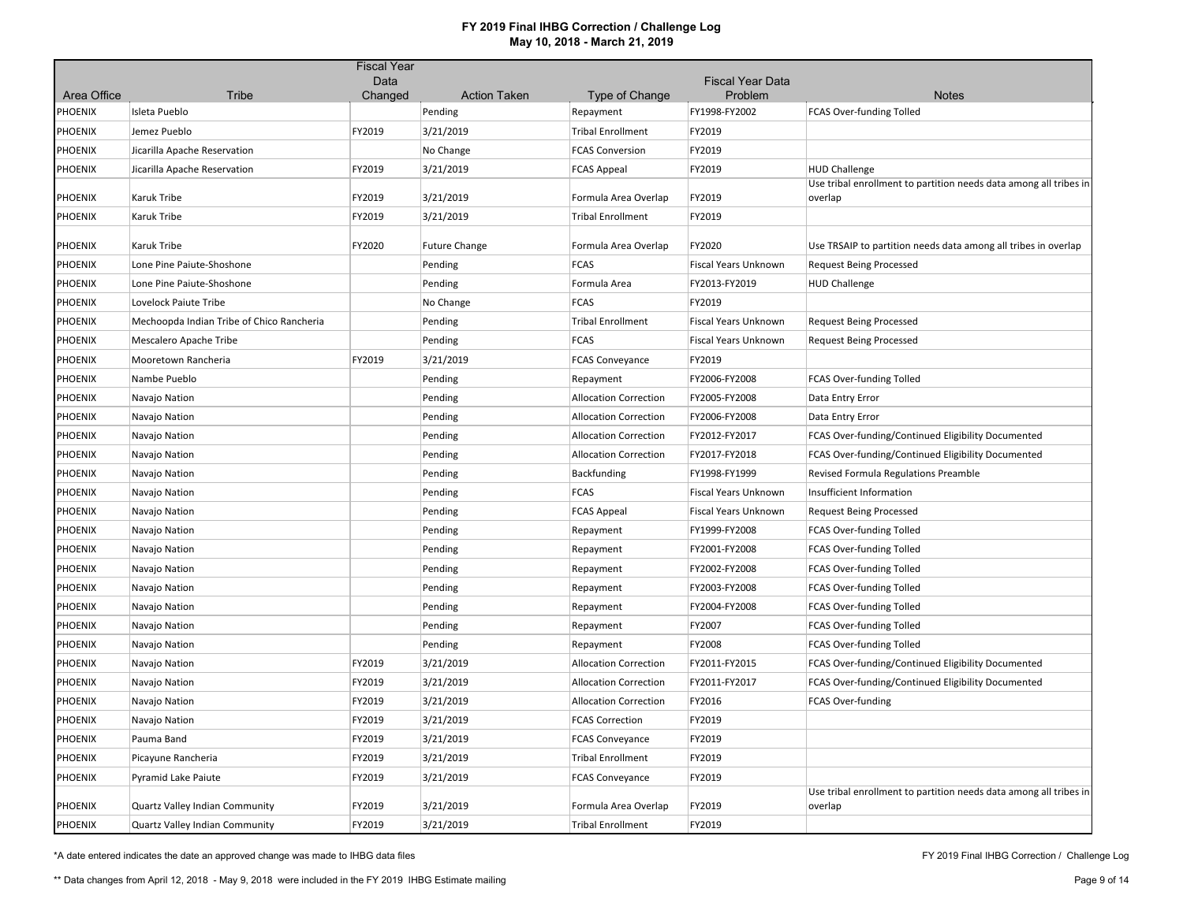# FY 2019 Final IHBG Correction / Challenge Log

## May 10, 2018 - March 21, 2019

| Area Office | Tribe | Fiscal Year Data Changed | Action Taken | Type of Change | Fiscal Year Data Problem | Notes |
|---|---|---|---|---|---|---|
| PHOENIX | Isleta Pueblo | | Pending | Repayment | FY1998-FY2002 | FCAS Over-funding Tolled |
| PHOENIX | Jemez Pueblo | FY2019 | 3/21/2019 | Tribal Enrollment | FY2019 | |
| PHOENIX | Jicarilla Apache Reservation | | No Change | FCAS Conversion | FY2019 | |
| PHOENIX | Jicarilla Apache Reservation | FY2019 | 3/21/2019 | FCAS Appeal | FY2019 | HUD Challenge |
| PHOENIX | Karuk Tribe | FY2019 | 3/21/2019 | Formula Area Overlap | FY2019 | Use tribal enrollment to partition needs data among all tribes in overlap |
| PHOENIX | Karuk Tribe | FY2019 | 3/21/2019 | Tribal Enrollment | FY2019 | |
| PHOENIX | Karuk Tribe | FY2020 | Future Change | Formula Area Overlap | FY2020 | Use TRSAIP to partition needs data among all tribes in overlap |
| PHOENIX | Lone Pine Paiute-Shoshone | | Pending | FCAS | Fiscal Years Unknown | Request Being Processed |
| PHOENIX | Lone Pine Paiute-Shoshone | | Pending | Formula Area | FY2013-FY2019 | HUD Challenge |
| PHOENIX | Lovelock Paiute Tribe | | No Change | FCAS | FY2019 | |
| PHOENIX | Mechoopda Indian Tribe of Chico Rancheria | | Pending | Tribal Enrollment | Fiscal Years Unknown | Request Being Processed |
| PHOENIX | Mescalero Apache Tribe | | Pending | FCAS | Fiscal Years Unknown | Request Being Processed |
| PHOENIX | Mooretown Rancheria | FY2019 | 3/21/2019 | FCAS Conveyance | FY2019 | |
| PHOENIX | Nambe Pueblo | | Pending | Repayment | FY2006-FY2008 | FCAS Over-funding Tolled |
| PHOENIX | Navajo Nation | | Pending | Allocation Correction | FY2005-FY2008 | Data Entry Error |
| PHOENIX | Navajo Nation | | Pending | Allocation Correction | FY2006-FY2008 | Data Entry Error |
| PHOENIX | Navajo Nation | | Pending | Allocation Correction | FY2012-FY2017 | FCAS Over-funding/Continued Eligibility Documented |
| PHOENIX | Navajo Nation | | Pending | Allocation Correction | FY2017-FY2018 | FCAS Over-funding/Continued Eligibility Documented |
| PHOENIX | Navajo Nation | | Pending | Backfunding | FY1998-FY1999 | Revised Formula Regulations Preamble |
| PHOENIX | Navajo Nation | | Pending | FCAS | Fiscal Years Unknown | Insufficient Information |
| PHOENIX | Navajo Nation | | Pending | FCAS Appeal | Fiscal Years Unknown | Request Being Processed |
| PHOENIX | Navajo Nation | | Pending | Repayment | FY1999-FY2008 | FCAS Over-funding Tolled |
| PHOENIX | Navajo Nation | | Pending | Repayment | FY2001-FY2008 | FCAS Over-funding Tolled |
| PHOENIX | Navajo Nation | | Pending | Repayment | FY2002-FY2008 | FCAS Over-funding Tolled |
| PHOENIX | Navajo Nation | | Pending | Repayment | FY2003-FY2008 | FCAS Over-funding Tolled |
| PHOENIX | Navajo Nation | | Pending | Repayment | FY2004-FY2008 | FCAS Over-funding Tolled |
| PHOENIX | Navajo Nation | | Pending | Repayment | FY2007 | FCAS Over-funding Tolled |
| PHOENIX | Navajo Nation | | Pending | Repayment | FY2008 | FCAS Over-funding Tolled |
| PHOENIX | Navajo Nation | FY2019 | 3/21/2019 | Allocation Correction | FY2011-FY2015 | FCAS Over-funding/Continued Eligibility Documented |
| PHOENIX | Navajo Nation | FY2019 | 3/21/2019 | Allocation Correction | FY2011-FY2017 | FCAS Over-funding/Continued Eligibility Documented |
| PHOENIX | Navajo Nation | FY2019 | 3/21/2019 | Allocation Correction | FY2016 | FCAS Over-funding |
| PHOENIX | Navajo Nation | FY2019 | 3/21/2019 | FCAS Correction | FY2019 | |
| PHOENIX | Pauma Band | FY2019 | 3/21/2019 | FCAS Conveyance | FY2019 | |
| PHOENIX | Picayune Rancheria | FY2019 | 3/21/2019 | Tribal Enrollment | FY2019 | |
| PHOENIX | Pyramid Lake Paiute | FY2019 | 3/21/2019 | FCAS Conveyance | FY2019 | |
| PHOENIX | Quartz Valley Indian Community | FY2019 | 3/21/2019 | Formula Area Overlap | FY2019 | Use tribal enrollment to partition needs data among all tribes in overlap |
| PHOENIX | Quartz Valley Indian Community | FY2019 | 3/21/2019 | Tribal Enrollment | FY2019 | |

\*A date entered indicates the date an approved change was made to IHBG data files

\*\* Data changes from April 12, 2018 - May 9, 2018 were included in the FY 2019 IHBG Estimate mailing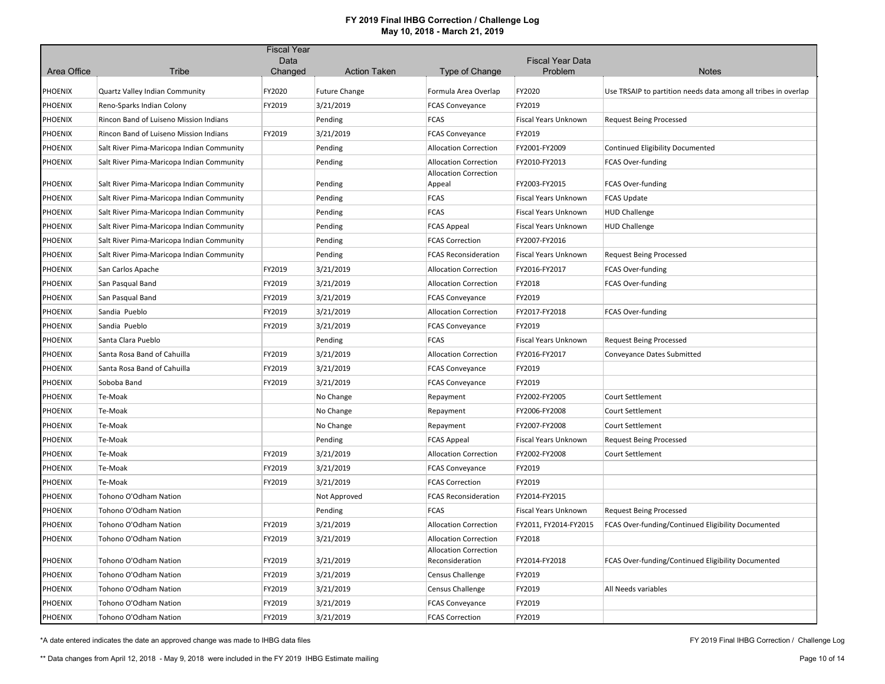# FY 2019 Final IHBG Correction / Challenge Log
## May 10, 2018 - March 21, 2019

| Area Office | Tribe | Fiscal Year Data Changed | Action Taken | Type of Change | Fiscal Year Data Problem | Notes |
|---|---|---|---|---|---|---|
| PHOENIX | Quartz Valley Indian Community | FY2020 | Future Change | Formula Area Overlap | FY2020 | Use TRSAIP to partition needs data among all tribes in overlap |
| PHOENIX | Reno-Sparks Indian Colony | FY2019 | 3/21/2019 | FCAS Conveyance | FY2019 | |
| PHOENIX | Rincon Band of Luiseno Mission Indians | | Pending | FCAS | Fiscal Years Unknown | Request Being Processed |
| PHOENIX | Rincon Band of Luiseno Mission Indians | FY2019 | 3/21/2019 | FCAS Conveyance | FY2019 | |
| PHOENIX | Salt River Pima-Maricopa Indian Community | | Pending | Allocation Correction | FY2001-FY2009 | Continued Eligibility Documented |
| PHOENIX | Salt River Pima-Maricopa Indian Community | | Pending | Allocation Correction | FY2010-FY2013 | FCAS Over-funding |
| PHOENIX | Salt River Pima-Maricopa Indian Community | | Pending | Allocation Correction Appeal | FY2003-FY2015 | FCAS Over-funding |
| PHOENIX | Salt River Pima-Maricopa Indian Community | | Pending | FCAS | Fiscal Years Unknown | FCAS Update |
| PHOENIX | Salt River Pima-Maricopa Indian Community | | Pending | FCAS | Fiscal Years Unknown | HUD Challenge |
| PHOENIX | Salt River Pima-Maricopa Indian Community | | Pending | FCAS Appeal | Fiscal Years Unknown | HUD Challenge |
| PHOENIX | Salt River Pima-Maricopa Indian Community | | Pending | FCAS Correction | FY2007-FY2016 | |
| PHOENIX | Salt River Pima-Maricopa Indian Community | | Pending | FCAS Reconsideration | Fiscal Years Unknown | Request Being Processed |
| PHOENIX | San Carlos Apache | FY2019 | 3/21/2019 | Allocation Correction | FY2016-FY2017 | FCAS Over-funding |
| PHOENIX | San Pasqual Band | FY2019 | 3/21/2019 | Allocation Correction | FY2018 | FCAS Over-funding |
| PHOENIX | San Pasqual Band | FY2019 | 3/21/2019 | FCAS Conveyance | FY2019 | |
| PHOENIX | Sandia Pueblo | FY2019 | 3/21/2019 | Allocation Correction | FY2017-FY2018 | FCAS Over-funding |
| PHOENIX | Sandia Pueblo | FY2019 | 3/21/2019 | FCAS Conveyance | FY2019 | |
| PHOENIX | Santa Clara Pueblo | | Pending | FCAS | Fiscal Years Unknown | Request Being Processed |
| PHOENIX | Santa Rosa Band of Cahuilla | FY2019 | 3/21/2019 | Allocation Correction | FY2016-FY2017 | Conveyance Dates Submitted |
| PHOENIX | Santa Rosa Band of Cahuilla | FY2019 | 3/21/2019 | FCAS Conveyance | FY2019 | |
| PHOENIX | Soboba Band | FY2019 | 3/21/2019 | FCAS Conveyance | FY2019 | |
| PHOENIX | Te-Moak | | No Change | Repayment | FY2002-FY2005 | Court Settlement |
| PHOENIX | Te-Moak | | No Change | Repayment | FY2006-FY2008 | Court Settlement |
| PHOENIX | Te-Moak | | No Change | Repayment | FY2007-FY2008 | Court Settlement |
| PHOENIX | Te-Moak | | Pending | FCAS Appeal | Fiscal Years Unknown | Request Being Processed |
| PHOENIX | Te-Moak | FY2019 | 3/21/2019 | Allocation Correction | FY2002-FY2008 | Court Settlement |
| PHOENIX | Te-Moak | FY2019 | 3/21/2019 | FCAS Conveyance | FY2019 | |
| PHOENIX | Te-Moak | FY2019 | 3/21/2019 | FCAS Correction | FY2019 | |
| PHOENIX | Tohono O'Odham Nation | | Not Approved | FCAS Reconsideration | FY2014-FY2015 | |
| PHOENIX | Tohono O'Odham Nation | | Pending | FCAS | Fiscal Years Unknown | Request Being Processed |
| PHOENIX | Tohono O'Odham Nation | FY2019 | 3/21/2019 | Allocation Correction | FY2011, FY2014-FY2015 | FCAS Over-funding/Continued Eligibility Documented |
| PHOENIX | Tohono O'Odham Nation | FY2019 | 3/21/2019 | Allocation Correction | FY2018 | |
| PHOENIX | Tohono O'Odham Nation | FY2019 | 3/21/2019 | Allocation Correction Reconsideration | FY2014-FY2018 | FCAS Over-funding/Continued Eligibility Documented |
| PHOENIX | Tohono O'Odham Nation | FY2019 | 3/21/2019 | Census Challenge | FY2019 | |
| PHOENIX | Tohono O'Odham Nation | FY2019 | 3/21/2019 | Census Challenge | FY2019 | All Needs variables |
| PHOENIX | Tohono O'Odham Nation | FY2019 | 3/21/2019 | FCAS Conveyance | FY2019 | |
| PHOENIX | Tohono O'Odham Nation | FY2019 | 3/21/2019 | FCAS Correction | FY2019 | |

*A date entered indicates the date an approved change was made to IHBG data files

** Data changes from April 12, 2018 - May 9, 2018 were included in the FY 2019 IHBG Estimate mailing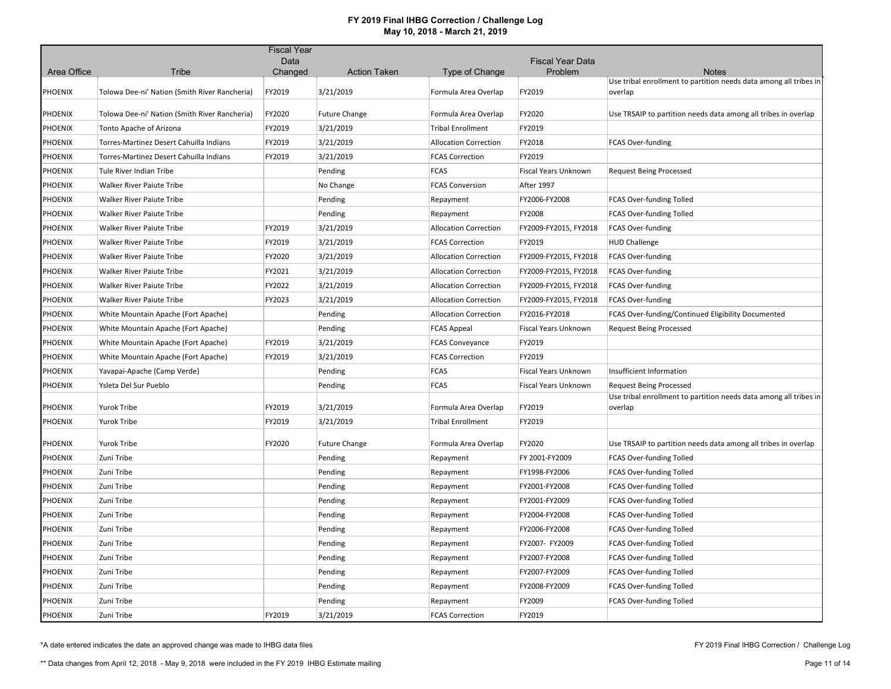# FY 2019 Final IHBG Correction / Challenge Log
## May 10, 2018 - March 21, 2019

| Area Office | Tribe | Fiscal Year Data Changed | Action Taken | Type of Change | Fiscal Year Data Problem | Notes |
|---|---|---|---|---|---|---|
| PHOENIX | Tolowa Dee-ni' Nation (Smith River Rancheria) | FY2019 | 3/21/2019 | Formula Area Overlap | FY2019 | Use tribal enrollment to partition needs data among all tribes in overlap |
| PHOENIX | Tolowa Dee-ni' Nation (Smith River Rancheria) | FY2020 | Future Change | Formula Area Overlap | FY2020 | Use TRSAIP to partition needs data among all tribes in overlap |
| PHOENIX | Tonto Apache of Arizona | FY2019 | 3/21/2019 | Tribal Enrollment | FY2019 | |
| PHOENIX | Torres-Martinez Desert Cahuilla Indians | FY2019 | 3/21/2019 | Allocation Correction | FY2018 | FCAS Over-funding |
| PHOENIX | Torres-Martinez Desert Cahuilla Indians | FY2019 | 3/21/2019 | FCAS Correction | FY2019 | |
| PHOENIX | Tule River Indian Tribe | | Pending | FCAS | Fiscal Years Unknown | Request Being Processed |
| PHOENIX | Walker River Paiute Tribe | | No Change | FCAS Conversion | After 1997 | |
| PHOENIX | Walker River Paiute Tribe | | Pending | Repayment | FY2006-FY2008 | FCAS Over-funding Tolled |
| PHOENIX | Walker River Paiute Tribe | | Pending | Repayment | FY2008 | FCAS Over-funding Tolled |
| PHOENIX | Walker River Paiute Tribe | FY2019 | 3/21/2019 | Allocation Correction | FY2009-FY2015, FY2018 | FCAS Over-funding |
| PHOENIX | Walker River Paiute Tribe | FY2019 | 3/21/2019 | FCAS Correction | FY2019 | HUD Challenge |
| PHOENIX | Walker River Paiute Tribe | FY2020 | 3/21/2019 | Allocation Correction | FY2009-FY2015, FY2018 | FCAS Over-funding |
| PHOENIX | Walker River Paiute Tribe | FY2021 | 3/21/2019 | Allocation Correction | FY2009-FY2015, FY2018 | FCAS Over-funding |
| PHOENIX | Walker River Paiute Tribe | FY2022 | 3/21/2019 | Allocation Correction | FY2009-FY2015, FY2018 | FCAS Over-funding |
| PHOENIX | Walker River Paiute Tribe | FY2023 | 3/21/2019 | Allocation Correction | FY2009-FY2015, FY2018 | FCAS Over-funding |
| PHOENIX | White Mountain Apache (Fort Apache) | | Pending | Allocation Correction | FY2016-FY2018 | FCAS Over-funding/Continued Eligibility Documented |
| PHOENIX | White Mountain Apache (Fort Apache) | | Pending | FCAS Appeal | Fiscal Years Unknown | Request Being Processed |
| PHOENIX | White Mountain Apache (Fort Apache) | FY2019 | 3/21/2019 | FCAS Conveyance | FY2019 | |
| PHOENIX | White Mountain Apache (Fort Apache) | FY2019 | 3/21/2019 | FCAS Correction | FY2019 | |
| PHOENIX | Yavapai-Apache (Camp Verde) | | Pending | FCAS | Fiscal Years Unknown | Insufficient Information |
| PHOENIX | Ysleta Del Sur Pueblo | | Pending | FCAS | Fiscal Years Unknown | Request Being Processed |
| PHOENIX | Yurok Tribe | FY2019 | 3/21/2019 | Formula Area Overlap | FY2019 | Use tribal enrollment to partition needs data among all tribes in overlap |
| PHOENIX | Yurok Tribe | FY2019 | 3/21/2019 | Tribal Enrollment | FY2019 | |
| PHOENIX | Yurok Tribe | FY2020 | Future Change | Formula Area Overlap | FY2020 | Use TRSAIP to partition needs data among all tribes in overlap |
| PHOENIX | Zuni Tribe | | Pending | Repayment | FY 2001-FY2009 | FCAS Over-funding Tolled |
| PHOENIX | Zuni Tribe | | Pending | Repayment | FY1998-FY2006 | FCAS Over-funding Tolled |
| PHOENIX | Zuni Tribe | | Pending | Repayment | FY2001-FY2008 | FCAS Over-funding Tolled |
| PHOENIX | Zuni Tribe | | Pending | Repayment | FY2001-FY2009 | FCAS Over-funding Tolled |
| PHOENIX | Zuni Tribe | | Pending | Repayment | FY2004-FY2008 | FCAS Over-funding Tolled |
| PHOENIX | Zuni Tribe | | Pending | Repayment | FY2006-FY2008 | FCAS Over-funding Tolled |
| PHOENIX | Zuni Tribe | | Pending | Repayment | FY2007- FY2009 | FCAS Over-funding Tolled |
| PHOENIX | Zuni Tribe | | Pending | Repayment | FY2007-FY2008 | FCAS Over-funding Tolled |
| PHOENIX | Zuni Tribe | | Pending | Repayment | FY2007-FY2009 | FCAS Over-funding Tolled |
| PHOENIX | Zuni Tribe | | Pending | Repayment | FY2008-FY2009 | FCAS Over-funding Tolled |
| PHOENIX | Zuni Tribe | | Pending | Repayment | FY2009 | FCAS Over-funding Tolled |
| PHOENIX | Zuni Tribe | FY2019 | 3/21/2019 | FCAS Correction | FY2019 | |

*A date entered indicates the date an approved change was made to IHBG data files

** Data changes from April 12, 2018 - May 9, 2018 were included in the FY 2019 IHBG Estimate mailing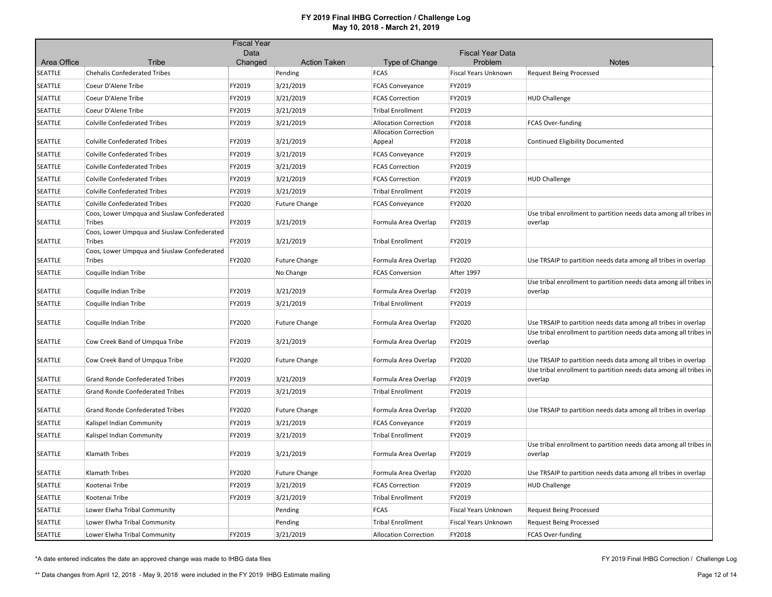# FY 2019 Final IHBG Correction / Challenge Log

## May 10, 2018 - March 21, 2019

| Area Office | Tribe | Fiscal Year Data Changed | Action Taken | Type of Change | Fiscal Year Data Problem | Notes |
|---|---|---|---|---|---|---|
| SEATTLE | Chehalis Confederated Tribes | | Pending | FCAS | Fiscal Years Unknown | Request Being Processed |
| SEATTLE | Coeur D'Alene Tribe | FY2019 | 3/21/2019 | FCAS Conveyance | FY2019 | |
| SEATTLE | Coeur D'Alene Tribe | FY2019 | 3/21/2019 | FCAS Correction | FY2019 | HUD Challenge |
| SEATTLE | Coeur D'Alene Tribe | FY2019 | 3/21/2019 | Tribal Enrollment | FY2019 | |
| SEATTLE | Colville Confederated Tribes | FY2019 | 3/21/2019 | Allocation Correction | FY2018 | FCAS Over-funding |
| SEATTLE | Colville Confederated Tribes | FY2019 | 3/21/2019 | Allocation Correction Appeal | FY2018 | Continued Eligibility Documented |
| SEATTLE | Colville Confederated Tribes | FY2019 | 3/21/2019 | FCAS Conveyance | FY2019 | |
| SEATTLE | Colville Confederated Tribes | FY2019 | 3/21/2019 | FCAS Correction | FY2019 | |
| SEATTLE | Colville Confederated Tribes | FY2019 | 3/21/2019 | FCAS Correction | FY2019 | HUD Challenge |
| SEATTLE | Colville Confederated Tribes | FY2019 | 3/21/2019 | Tribal Enrollment | FY2019 | |
| SEATTLE | Colville Confederated Tribes | FY2020 | Future Change | FCAS Conveyance | FY2020 | |
| SEATTLE | Coos, Lower Umpqua and Siuslaw Confederated Tribes | FY2019 | 3/21/2019 | Formula Area Overlap | FY2019 | Use tribal enrollment to partition needs data among all tribes in overlap |
| SEATTLE | Coos, Lower Umpqua and Siuslaw Confederated Tribes | FY2019 | 3/21/2019 | Tribal Enrollment | FY2019 | |
| SEATTLE | Coos, Lower Umpqua and Siuslaw Confederated Tribes | FY2020 | Future Change | Formula Area Overlap | FY2020 | Use TRSAIP to partition needs data among all tribes in overlap |
| SEATTLE | Coquille Indian Tribe | | No Change | FCAS Conversion | After 1997 | |
| SEATTLE | Coquille Indian Tribe | FY2019 | 3/21/2019 | Formula Area Overlap | FY2019 | Use tribal enrollment to partition needs data among all tribes in overlap |
| SEATTLE | Coquille Indian Tribe | FY2019 | 3/21/2019 | Tribal Enrollment | FY2019 | |
| SEATTLE | Coquille Indian Tribe | FY2020 | Future Change | Formula Area Overlap | FY2020 | Use TRSAIP to partition needs data among all tribes in overlap |
| SEATTLE | Cow Creek Band of Umpqua Tribe | FY2019 | 3/21/2019 | Formula Area Overlap | FY2019 | Use tribal enrollment to partition needs data among all tribes in overlap |
| SEATTLE | Cow Creek Band of Umpqua Tribe | FY2020 | Future Change | Formula Area Overlap | FY2020 | Use TRSAIP to partition needs data among all tribes in overlap |
| SEATTLE | Grand Ronde Confederated Tribes | FY2019 | 3/21/2019 | Formula Area Overlap | FY2019 | Use tribal enrollment to partition needs data among all tribes in overlap |
| SEATTLE | Grand Ronde Confederated Tribes | FY2019 | 3/21/2019 | Tribal Enrollment | FY2019 | |
| SEATTLE | Grand Ronde Confederated Tribes | FY2020 | Future Change | Formula Area Overlap | FY2020 | Use TRSAIP to partition needs data among all tribes in overlap |
| SEATTLE | Kalispel Indian Community | FY2019 | 3/21/2019 | FCAS Conveyance | FY2019 | |
| SEATTLE | Kalispel Indian Community | FY2019 | 3/21/2019 | Tribal Enrollment | FY2019 | |
| SEATTLE | Klamath Tribes | FY2019 | 3/21/2019 | Formula Area Overlap | FY2019 | Use tribal enrollment to partition needs data among all tribes in overlap |
| SEATTLE | Klamath Tribes | FY2020 | Future Change | Formula Area Overlap | FY2020 | Use TRSAIP to partition needs data among all tribes in overlap |
| SEATTLE | Kootenai Tribe | FY2019 | 3/21/2019 | FCAS Correction | FY2019 | HUD Challenge |
| SEATTLE | Kootenai Tribe | FY2019 | 3/21/2019 | Tribal Enrollment | FY2019 | |
| SEATTLE | Lower Elwha Tribal Community | | Pending | FCAS | Fiscal Years Unknown | Request Being Processed |
| SEATTLE | Lower Elwha Tribal Community | | Pending | Tribal Enrollment | Fiscal Years Unknown | Request Being Processed |
| SEATTLE | Lower Elwha Tribal Community | FY2019 | 3/21/2019 | Allocation Correction | FY2018 | FCAS Over-funding |

*A date entered indicates the date an approved change was made to IHBG data files

** Data changes from April 12, 2018 - May 9, 2018 were included in the FY 2019 IHBG Estimate mailing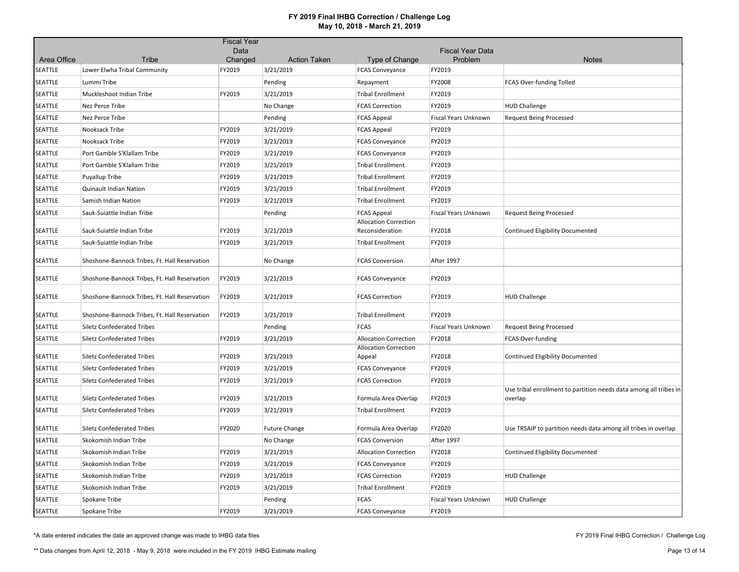# FY 2019 Final IHBG Correction / Challenge Log
## May 10, 2018 - March 21, 2019

| Area Office | Tribe | Fiscal Year Data Changed | Action Taken | Type of Change | Fiscal Year Data Problem | Notes |
|---|---|---|---|---|---|---|
| SEATTLE | Lower Elwha Tribal Community | FY2019 | 3/21/2019 | FCAS Conveyance | FY2019 | |
| SEATTLE | Lummi Tribe | | Pending | Repayment | FY2008 | FCAS Over-funding Tolled |
| SEATTLE | Muckleshoot Indian Tribe | FY2019 | 3/21/2019 | Tribal Enrollment | FY2019 | |
| SEATTLE | Nez Perce Tribe | | No Change | FCAS Correction | FY2019 | HUD Challenge |
| SEATTLE | Nez Perce Tribe | | Pending | FCAS Appeal | Fiscal Years Unknown | Request Being Processed |
| SEATTLE | Nooksack Tribe | FY2019 | 3/21/2019 | FCAS Appeal | FY2019 | |
| SEATTLE | Nooksack Tribe | FY2019 | 3/21/2019 | FCAS Conveyance | FY2019 | |
| SEATTLE | Port Gamble S'Klallam Tribe | FY2019 | 3/21/2019 | FCAS Conveyance | FY2019 | |
| SEATTLE | Port Gamble S'Klallam Tribe | FY2019 | 3/21/2019 | Tribal Enrollment | FY2019 | |
| SEATTLE | Puyallup Tribe | FY2019 | 3/21/2019 | Tribal Enrollment | FY2019 | |
| SEATTLE | Quinault Indian Nation | FY2019 | 3/21/2019 | Tribal Enrollment | FY2019 | |
| SEATTLE | Samish Indian Nation | FY2019 | 3/21/2019 | Tribal Enrollment | FY2019 | |
| SEATTLE | Sauk-Suiattle Indian Tribe | | Pending | FCAS Appeal | Fiscal Years Unknown | Request Being Processed |
| SEATTLE | Sauk-Suiattle Indian Tribe | FY2019 | 3/21/2019 | Allocation Correction Reconsideration | FY2018 | Continued Eligibility Documented |
| SEATTLE | Sauk-Suiattle Indian Tribe | FY2019 | 3/21/2019 | Tribal Enrollment | FY2019 | |
| SEATTLE | Shoshone-Bannock Tribes, Ft. Hall Reservation | | No Change | FCAS Conversion | After 1997 | |
| SEATTLE | Shoshone-Bannock Tribes, Ft. Hall Reservation | FY2019 | 3/21/2019 | FCAS Conveyance | FY2019 | |
| SEATTLE | Shoshone-Bannock Tribes, Ft. Hall Reservation | FY2019 | 3/21/2019 | FCAS Correction | FY2019 | HUD Challenge |
| SEATTLE | Shoshone-Bannock Tribes, Ft. Hall Reservation | FY2019 | 3/21/2019 | Tribal Enrollment | FY2019 | |
| SEATTLE | Siletz Confederated Tribes | | Pending | FCAS | Fiscal Years Unknown | Request Being Processed |
| SEATTLE | Siletz Confederated Tribes | FY2019 | 3/21/2019 | Allocation Correction | FY2018 | FCAS Over-funding |
| SEATTLE | Siletz Confederated Tribes | FY2019 | 3/21/2019 | Allocation Correction Appeal | FY2018 | Continued Eligibility Documented |
| SEATTLE | Siletz Confederated Tribes | FY2019 | 3/21/2019 | FCAS Conveyance | FY2019 | |
| SEATTLE | Siletz Confederated Tribes | FY2019 | 3/21/2019 | FCAS Correction | FY2019 | |
| SEATTLE | Siletz Confederated Tribes | FY2019 | 3/21/2019 | Formula Area Overlap | FY2019 | Use tribal enrollment to partition needs data among all tribes in overlap |
| SEATTLE | Siletz Confederated Tribes | FY2019 | 3/21/2019 | Tribal Enrollment | FY2019 | |
| SEATTLE | Siletz Confederated Tribes | FY2020 | Future Change | Formula Area Overlap | FY2020 | Use TRSAIP to partition needs data among all tribes in overlap |
| SEATTLE | Skokomish Indian Tribe | | No Change | FCAS Conversion | After 1997 | |
| SEATTLE | Skokomish Indian Tribe | FY2019 | 3/21/2019 | Allocation Correction | FY2018 | Continued Eligibility Documented |
| SEATTLE | Skokomish Indian Tribe | FY2019 | 3/21/2019 | FCAS Conveyance | FY2019 | |
| SEATTLE | Skokomish Indian Tribe | FY2019 | 3/21/2019 | FCAS Correction | FY2019 | HUD Challenge |
| SEATTLE | Skokomish Indian Tribe | FY2019 | 3/21/2019 | Tribal Enrollment | FY2019 | |
| SEATTLE | Spokane Tribe | | Pending | FCAS | Fiscal Years Unknown | HUD Challenge |
| SEATTLE | Spokane Tribe | FY2019 | 3/21/2019 | FCAS Conveyance | FY2019 | |

*A date entered indicates the date an approved change was made to IHBG data files

** Data changes from April 12, 2018 - May 9, 2018 were included in the FY 2019 IHBG Estimate mailing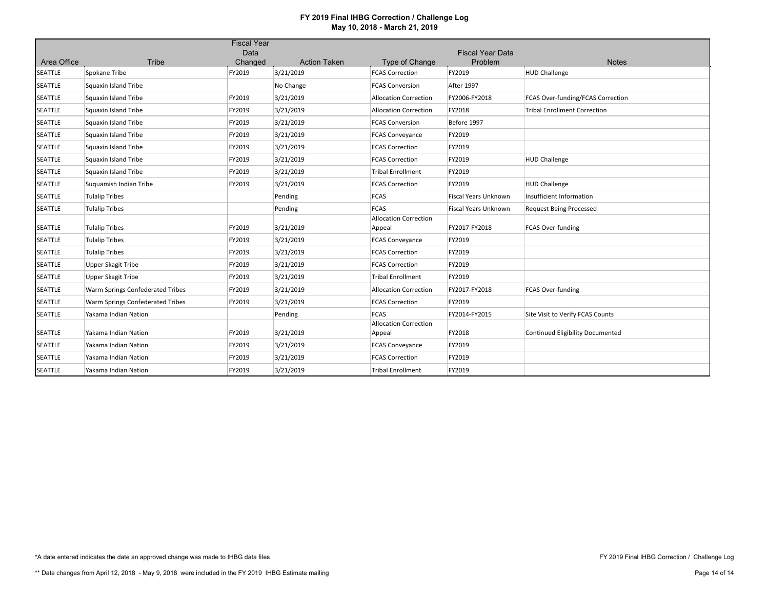**FY 2019 Final IHBG Correction / Challenge Log**
**May 10, 2018 - March 21, 2019**

| Area Office | Tribe | Fiscal Year Data Changed | Action Taken | Type of Change | Fiscal Year Data Problem | Notes |
|---|---|---|---|---|---|---|
| SEATTLE | Spokane Tribe | FY2019 | 3/21/2019 | FCAS Correction | FY2019 | HUD Challenge |
| SEATTLE | Squaxin Island Tribe | | No Change | FCAS Conversion | After 1997 | |
| SEATTLE | Squaxin Island Tribe | FY2019 | 3/21/2019 | Allocation Correction | FY2006-FY2018 | FCAS Over-funding/FCAS Correction |
| SEATTLE | Squaxin Island Tribe | FY2019 | 3/21/2019 | Allocation Correction | FY2018 | Tribal Enrollment Correction |
| SEATTLE | Squaxin Island Tribe | FY2019 | 3/21/2019 | FCAS Conversion | Before 1997 | |
| SEATTLE | Squaxin Island Tribe | FY2019 | 3/21/2019 | FCAS Conveyance | FY2019 | |
| SEATTLE | Squaxin Island Tribe | FY2019 | 3/21/2019 | FCAS Correction | FY2019 | |
| SEATTLE | Squaxin Island Tribe | FY2019 | 3/21/2019 | FCAS Correction | FY2019 | HUD Challenge |
| SEATTLE | Squaxin Island Tribe | FY2019 | 3/21/2019 | Tribal Enrollment | FY2019 | |
| SEATTLE | Suquamish Indian Tribe | FY2019 | 3/21/2019 | FCAS Correction | FY2019 | HUD Challenge |
| SEATTLE | Tulalip Tribes | | Pending | FCAS | Fiscal Years Unknown | Insufficient Information |
| SEATTLE | Tulalip Tribes | | Pending | FCAS | Fiscal Years Unknown | Request Being Processed |
| SEATTLE | Tulalip Tribes | FY2019 | 3/21/2019 | Allocation Correction Appeal | FY2017-FY2018 | FCAS Over-funding |
| SEATTLE | Tulalip Tribes | FY2019 | 3/21/2019 | FCAS Conveyance | FY2019 | |
| SEATTLE | Tulalip Tribes | FY2019 | 3/21/2019 | FCAS Correction | FY2019 | |
| SEATTLE | Upper Skagit Tribe | FY2019 | 3/21/2019 | FCAS Correction | FY2019 | |
| SEATTLE | Upper Skagit Tribe | FY2019 | 3/21/2019 | Tribal Enrollment | FY2019 | |
| SEATTLE | Warm Springs Confederated Tribes | FY2019 | 3/21/2019 | Allocation Correction | FY2017-FY2018 | FCAS Over-funding |
| SEATTLE | Warm Springs Confederated Tribes | FY2019 | 3/21/2019 | FCAS Correction | FY2019 | |
| SEATTLE | Yakama Indian Nation | | Pending | FCAS | FY2014-FY2015 | Site Visit to Verify FCAS Counts |
| SEATTLE | Yakama Indian Nation | FY2019 | 3/21/2019 | Allocation Correction Appeal | FY2018 | Continued Eligibility Documented |
| SEATTLE | Yakama Indian Nation | FY2019 | 3/21/2019 | FCAS Conveyance | FY2019 | |
| SEATTLE | Yakama Indian Nation | FY2019 | 3/21/2019 | FCAS Correction | FY2019 | |
| SEATTLE | Yakama Indian Nation | FY2019 | 3/21/2019 | Tribal Enrollment | FY2019 | |

*A date entered indicates the date an approved change was made to IHBG data files

** Data changes from April 12, 2018 - May 9, 2018 were included in the FY 2019 IHBG Estimate mailing